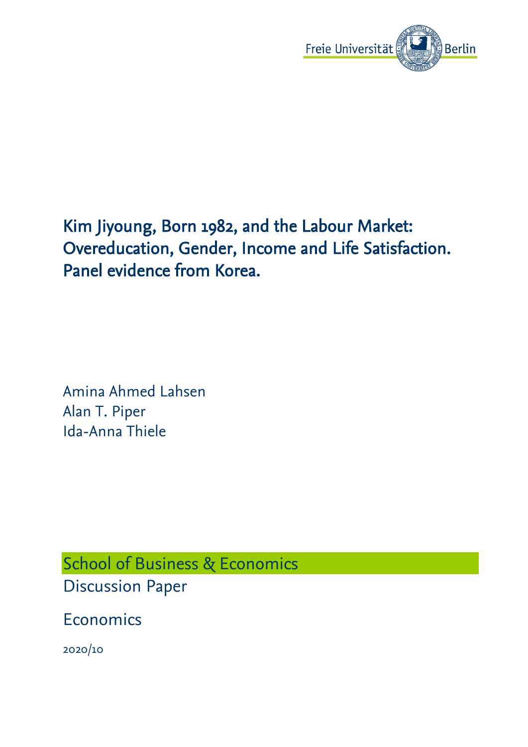Freie Universität Berlin

# Kim Jiyoung, Born 1982, and the Labour Market: Overeducation, Gender, Income and Life Satisfaction. Panel evidence from Korea.

Amina Ahmed Lahsen
Alan T. Piper
Ida-Anna Thiele

School of Business & Economics

Discussion Paper

Economics

2020/10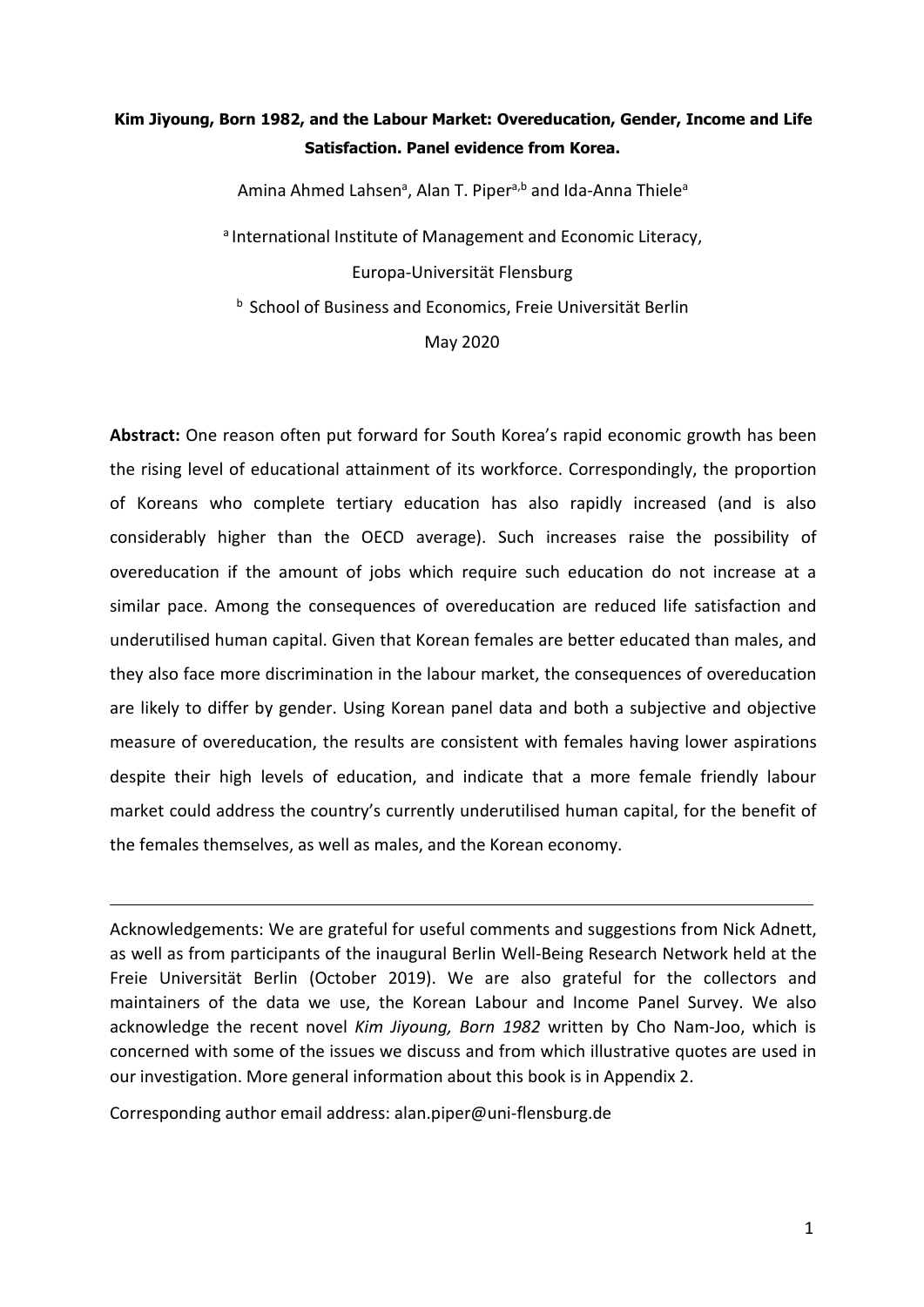**Kim Jiyoung, Born 1982, and the Labour Market: Overeducation, Gender, Income and Life Satisfaction. Panel evidence from Korea.**

Amina Ahmed Lahsen[a], Alan T. Piper[a,b] and Ida-Anna Thiele[a]

[a] International Institute of Management and Economic Literacy,

Europa-Universität Flensburg

[b] School of Business and Economics, Freie Universität Berlin

May 2020

**Abstract:** One reason often put forward for South Korea's rapid economic growth has been the rising level of educational attainment of its workforce. Correspondingly, the proportion of Koreans who complete tertiary education has also rapidly increased (and is also considerably higher than the OECD average). Such increases raise the possibility of overeducation if the amount of jobs which require such education do not increase at a similar pace. Among the consequences of overeducation are reduced life satisfaction and underutilised human capital. Given that Korean females are better educated than males, and they also face more discrimination in the labour market, the consequences of overeducation are likely to differ by gender. Using Korean panel data and both a subjective and objective measure of overeducation, the results are consistent with females having lower aspirations despite their high levels of education, and indicate that a more female friendly labour market could address the country's currently underutilised human capital, for the benefit of the females themselves, as well as males, and the Korean economy.

---

Acknowledgements: We are grateful for useful comments and suggestions from Nick Adnett, as well as from participants of the inaugural Berlin Well-Being Research Network held at the Freie Universität Berlin (October 2019). We are also grateful for the collectors and maintainers of the data we use, the Korean Labour and Income Panel Survey. We also acknowledge the recent novel *Kim Jiyoung, Born 1982* written by Cho Nam-Joo, which is concerned with some of the issues we discuss and from which illustrative quotes are used in our investigation. More general information about this book is in Appendix 2.

Corresponding author email address: alan.piper@uni-flensburg.de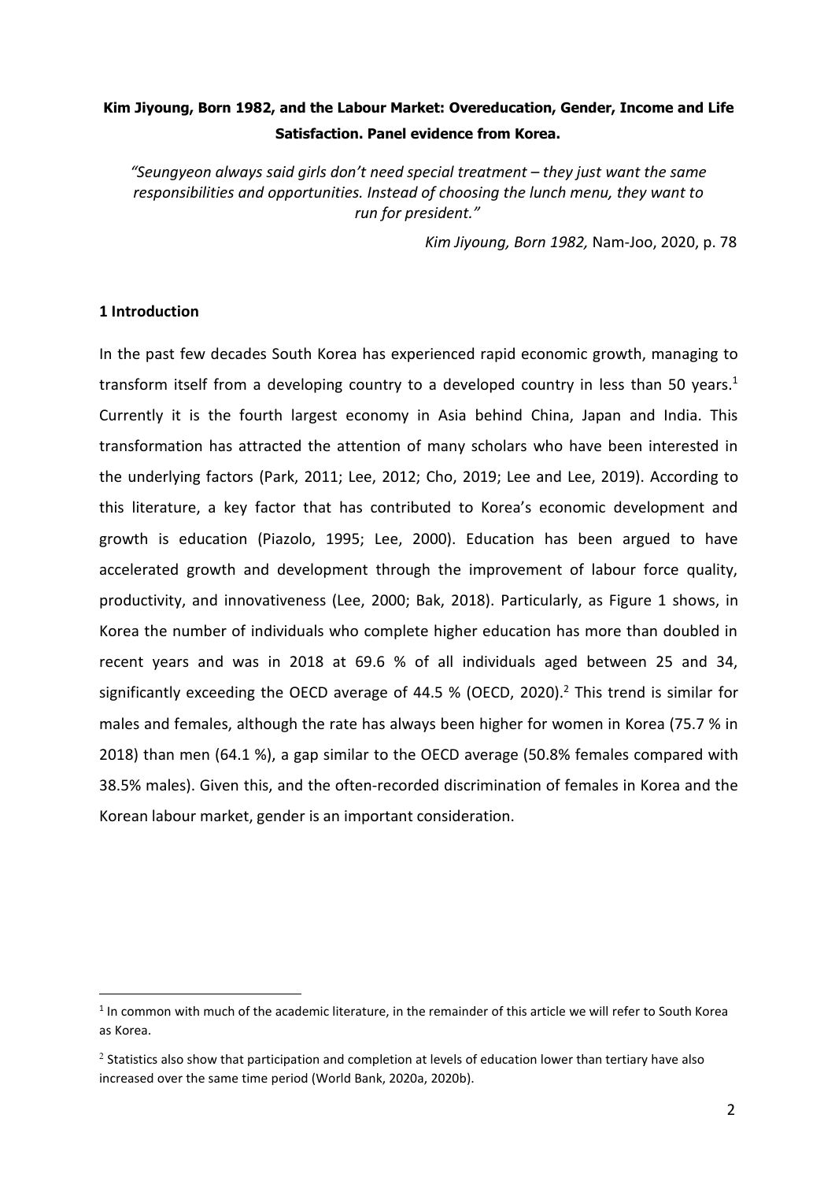**Kim Jiyoung, Born 1982, and the Labour Market: Overeducation, Gender, Income and Life Satisfaction. Panel evidence from Korea.**

*"Seungyeon always said girls don't need special treatment – they just want the same responsibilities and opportunities. Instead of choosing the lunch menu, they want to run for president."*

*Kim Jiyoung, Born 1982,* Nam-Joo, 2020, p. 78

## 1 Introduction

In the past few decades South Korea has experienced rapid economic growth, managing to transform itself from a developing country to a developed country in less than 50 years.[1] Currently it is the fourth largest economy in Asia behind China, Japan and India. This transformation has attracted the attention of many scholars who have been interested in the underlying factors (Park, 2011; Lee, 2012; Cho, 2019; Lee and Lee, 2019). According to this literature, a key factor that has contributed to Korea's economic development and growth is education (Piazolo, 1995; Lee, 2000). Education has been argued to have accelerated growth and development through the improvement of labour force quality, productivity, and innovativeness (Lee, 2000; Bak, 2018). Particularly, as Figure 1 shows, in Korea the number of individuals who complete higher education has more than doubled in recent years and was in 2018 at 69.6 % of all individuals aged between 25 and 34, significantly exceeding the OECD average of 44.5 % (OECD, 2020).[2] This trend is similar for males and females, although the rate has always been higher for women in Korea (75.7 % in 2018) than men (64.1 %), a gap similar to the OECD average (50.8% females compared with 38.5% males). Given this, and the often-recorded discrimination of females in Korea and the Korean labour market, gender is an important consideration.

[1] In common with much of the academic literature, in the remainder of this article we will refer to South Korea as Korea.

[2] Statistics also show that participation and completion at levels of education lower than tertiary have also increased over the same time period (World Bank, 2020a, 2020b).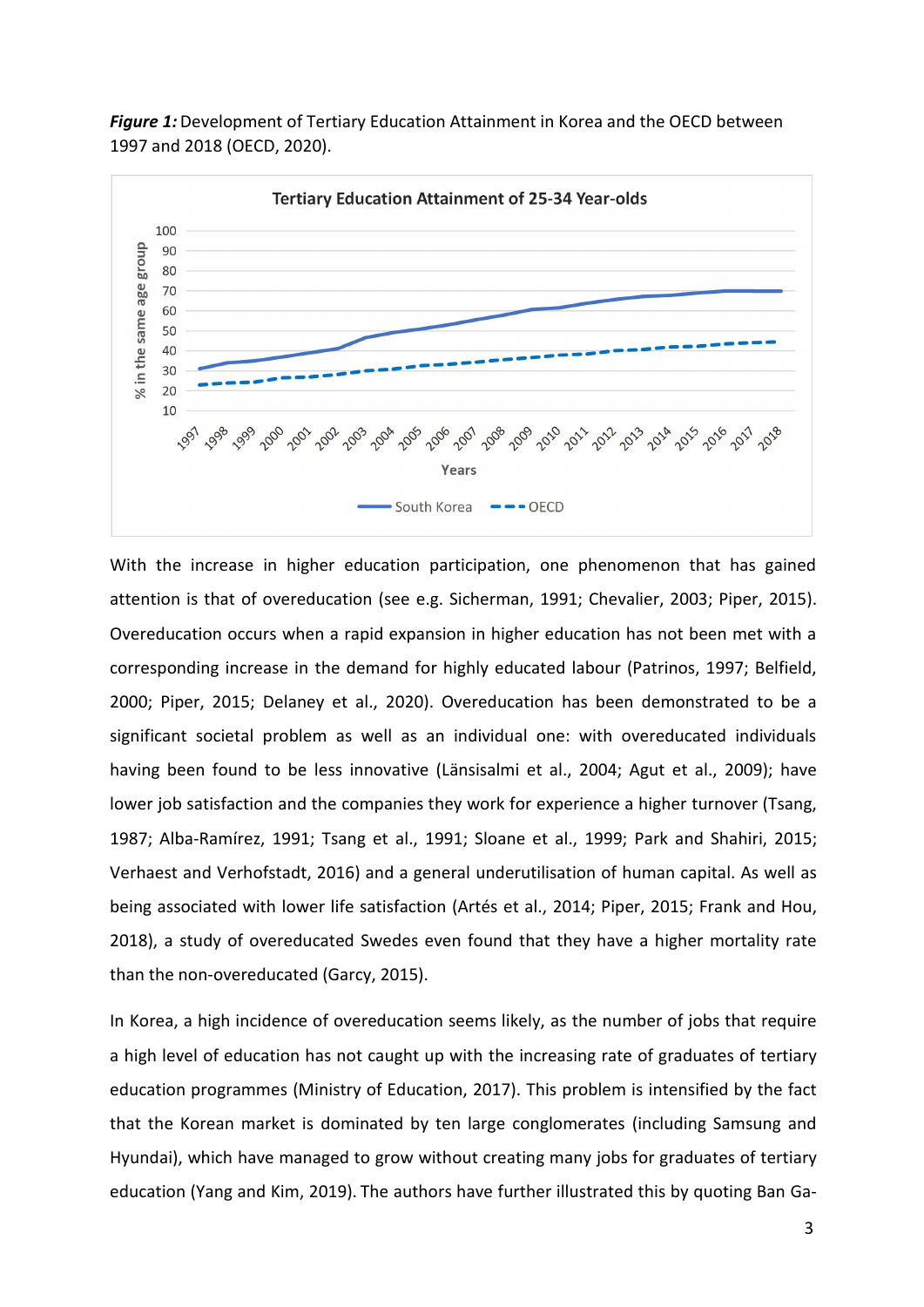***Figure 1:*** Development of Tertiary Education Attainment in Korea and the OECD between 1997 and 2018 (OECD, 2020).

With the increase in higher education participation, one phenomenon that has gained attention is that of overeducation (see e.g. Sicherman, 1991; Chevalier, 2003; Piper, 2015). Overeducation occurs when a rapid expansion in higher education has not been met with a corresponding increase in the demand for highly educated labour (Patrinos, 1997; Belfield, 2000; Piper, 2015; Delaney et al., 2020). Overeducation has been demonstrated to be a significant societal problem as well as an individual one: with overeducated individuals having been found to be less innovative (Länsisalmi et al., 2004; Agut et al., 2009); have lower job satisfaction and the companies they work for experience a higher turnover (Tsang, 1987; Alba-Ramírez, 1991; Tsang et al., 1991; Sloane et al., 1999; Park and Shahiri, 2015; Verhaest and Verhofstadt, 2016) and a general underutilisation of human capital. As well as being associated with lower life satisfaction (Artés et al., 2014; Piper, 2015; Frank and Hou, 2018), a study of overeducated Swedes even found that they have a higher mortality rate than the non-overeducated (Garcy, 2015).

In Korea, a high incidence of overeducation seems likely, as the number of jobs that require a high level of education has not caught up with the increasing rate of graduates of tertiary education programmes (Ministry of Education, 2017). This problem is intensified by the fact that the Korean market is dominated by ten large conglomerates (including Samsung and Hyundai), which have managed to grow without creating many jobs for graduates of tertiary education (Yang and Kim, 2019). The authors have further illustrated this by quoting Ban Ga-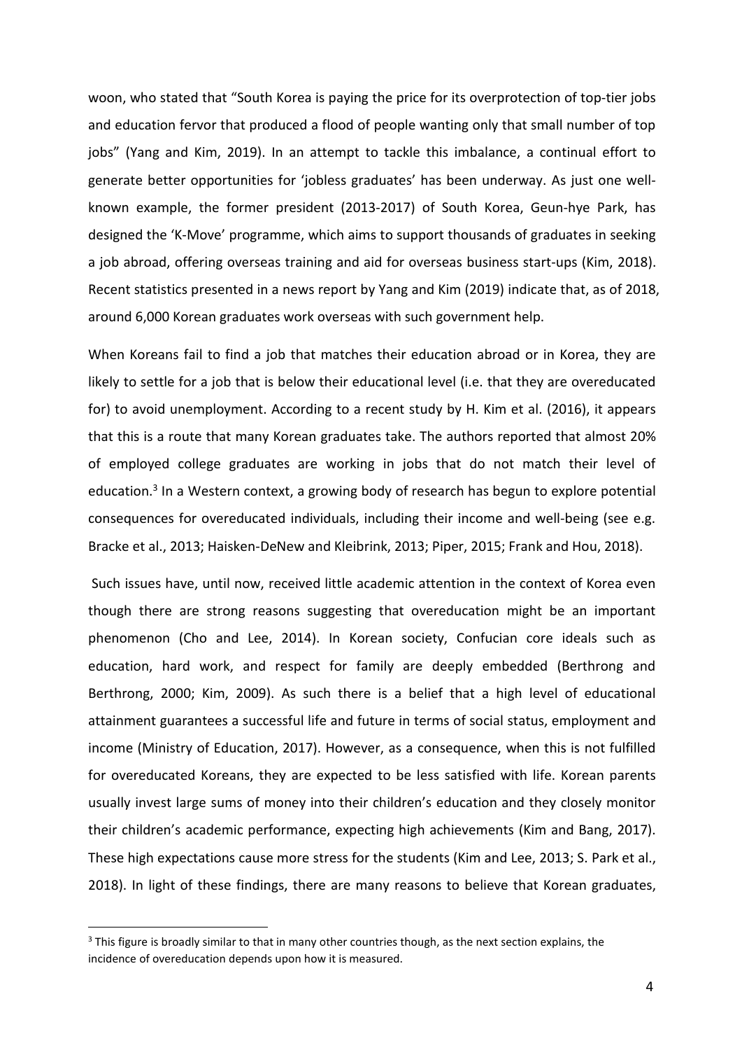woon, who stated that "South Korea is paying the price for its overprotection of top-tier jobs and education fervor that produced a flood of people wanting only that small number of top jobs" (Yang and Kim, 2019). In an attempt to tackle this imbalance, a continual effort to generate better opportunities for 'jobless graduates' has been underway. As just one well-known example, the former president (2013-2017) of South Korea, Geun-hye Park, has designed the 'K-Move' programme, which aims to support thousands of graduates in seeking a job abroad, offering overseas training and aid for overseas business start-ups (Kim, 2018). Recent statistics presented in a news report by Yang and Kim (2019) indicate that, as of 2018, around 6,000 Korean graduates work overseas with such government help.

When Koreans fail to find a job that matches their education abroad or in Korea, they are likely to settle for a job that is below their educational level (i.e. that they are overeducated for) to avoid unemployment. According to a recent study by H. Kim et al. (2016), it appears that this is a route that many Korean graduates take. The authors reported that almost 20% of employed college graduates are working in jobs that do not match their level of education.[3] In a Western context, a growing body of research has begun to explore potential consequences for overeducated individuals, including their income and well-being (see e.g. Bracke et al., 2013; Haisken-DeNew and Kleibrink, 2013; Piper, 2015; Frank and Hou, 2018).

Such issues have, until now, received little academic attention in the context of Korea even though there are strong reasons suggesting that overeducation might be an important phenomenon (Cho and Lee, 2014). In Korean society, Confucian core ideals such as education, hard work, and respect for family are deeply embedded (Berthrong and Berthrong, 2000; Kim, 2009). As such there is a belief that a high level of educational attainment guarantees a successful life and future in terms of social status, employment and income (Ministry of Education, 2017). However, as a consequence, when this is not fulfilled for overeducated Koreans, they are expected to be less satisfied with life. Korean parents usually invest large sums of money into their children's education and they closely monitor their children's academic performance, expecting high achievements (Kim and Bang, 2017). These high expectations cause more stress for the students (Kim and Lee, 2013; S. Park et al., 2018). In light of these findings, there are many reasons to believe that Korean graduates,

[3] This figure is broadly similar to that in many other countries though, as the next section explains, the incidence of overeducation depends upon how it is measured.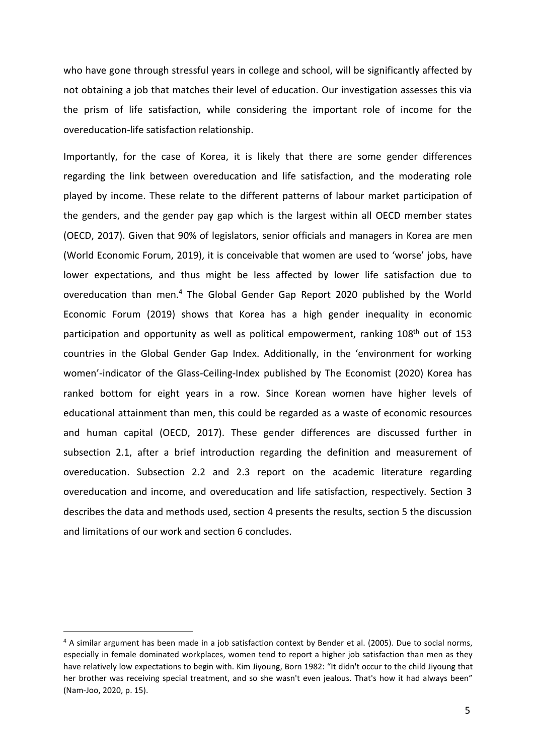who have gone through stressful years in college and school, will be significantly affected by not obtaining a job that matches their level of education. Our investigation assesses this via the prism of life satisfaction, while considering the important role of income for the overeducation-life satisfaction relationship.

Importantly, for the case of Korea, it is likely that there are some gender differences regarding the link between overeducation and life satisfaction, and the moderating role played by income. These relate to the different patterns of labour market participation of the genders, and the gender pay gap which is the largest within all OECD member states (OECD, 2017). Given that 90% of legislators, senior officials and managers in Korea are men (World Economic Forum, 2019), it is conceivable that women are used to 'worse' jobs, have lower expectations, and thus might be less affected by lower life satisfaction due to overeducation than men.[4] The Global Gender Gap Report 2020 published by the World Economic Forum (2019) shows that Korea has a high gender inequality in economic participation and opportunity as well as political empowerment, ranking 108th out of 153 countries in the Global Gender Gap Index. Additionally, in the 'environment for working women'-indicator of the Glass-Ceiling-Index published by The Economist (2020) Korea has ranked bottom for eight years in a row. Since Korean women have higher levels of educational attainment than men, this could be regarded as a waste of economic resources and human capital (OECD, 2017). These gender differences are discussed further in subsection 2.1, after a brief introduction regarding the definition and measurement of overeducation. Subsection 2.2 and 2.3 report on the academic literature regarding overeducation and income, and overeducation and life satisfaction, respectively. Section 3 describes the data and methods used, section 4 presents the results, section 5 the discussion and limitations of our work and section 6 concludes.

---

[4] A similar argument has been made in a job satisfaction context by Bender et al. (2005). Due to social norms, especially in female dominated workplaces, women tend to report a higher job satisfaction than men as they have relatively low expectations to begin with. Kim Jiyoung, Born 1982: "It didn't occur to the child Jiyoung that her brother was receiving special treatment, and so she wasn't even jealous. That's how it had always been" (Nam-Joo, 2020, p. 15).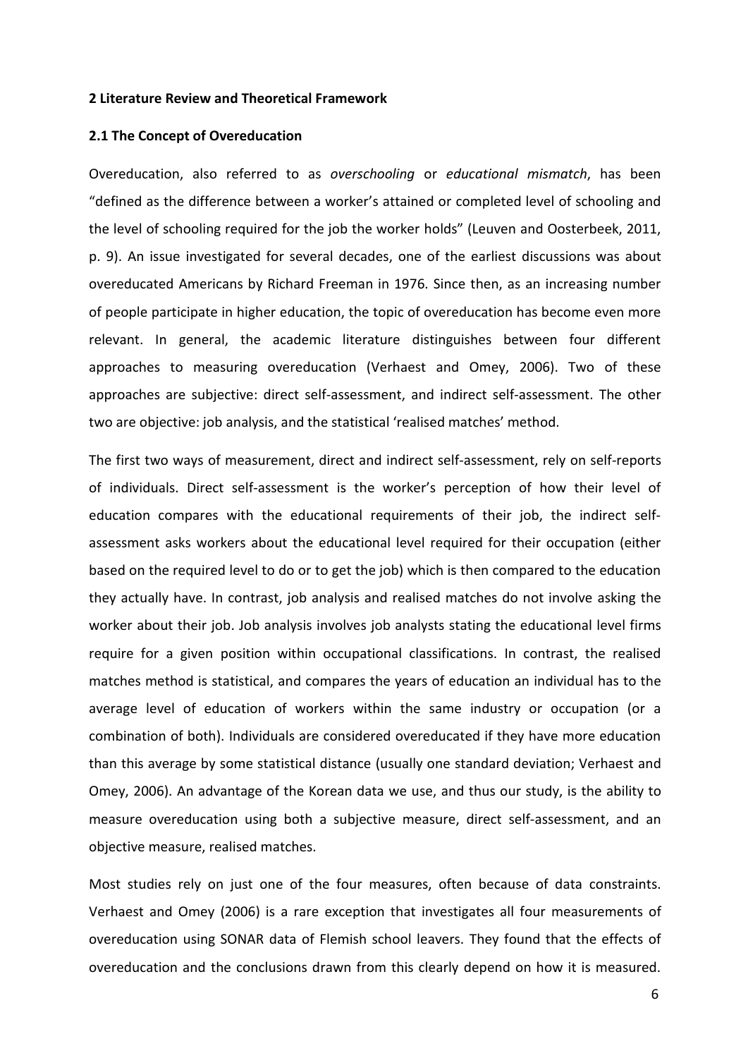## 2 Literature Review and Theoretical Framework

### 2.1 The Concept of Overeducation

Overeducation, also referred to as *overschooling* or *educational mismatch*, has been "defined as the difference between a worker's attained or completed level of schooling and the level of schooling required for the job the worker holds" (Leuven and Oosterbeek, 2011, p. 9). An issue investigated for several decades, one of the earliest discussions was about overeducated Americans by Richard Freeman in 1976. Since then, as an increasing number of people participate in higher education, the topic of overeducation has become even more relevant. In general, the academic literature distinguishes between four different approaches to measuring overeducation (Verhaest and Omey, 2006). Two of these approaches are subjective: direct self-assessment, and indirect self-assessment. The other two are objective: job analysis, and the statistical 'realised matches' method.

The first two ways of measurement, direct and indirect self-assessment, rely on self-reports of individuals. Direct self-assessment is the worker's perception of how their level of education compares with the educational requirements of their job, the indirect self-assessment asks workers about the educational level required for their occupation (either based on the required level to do or to get the job) which is then compared to the education they actually have. In contrast, job analysis and realised matches do not involve asking the worker about their job. Job analysis involves job analysts stating the educational level firms require for a given position within occupational classifications. In contrast, the realised matches method is statistical, and compares the years of education an individual has to the average level of education of workers within the same industry or occupation (or a combination of both). Individuals are considered overeducated if they have more education than this average by some statistical distance (usually one standard deviation; Verhaest and Omey, 2006). An advantage of the Korean data we use, and thus our study, is the ability to measure overeducation using both a subjective measure, direct self-assessment, and an objective measure, realised matches.

Most studies rely on just one of the four measures, often because of data constraints. Verhaest and Omey (2006) is a rare exception that investigates all four measurements of overeducation using SONAR data of Flemish school leavers. They found that the effects of overeducation and the conclusions drawn from this clearly depend on how it is measured.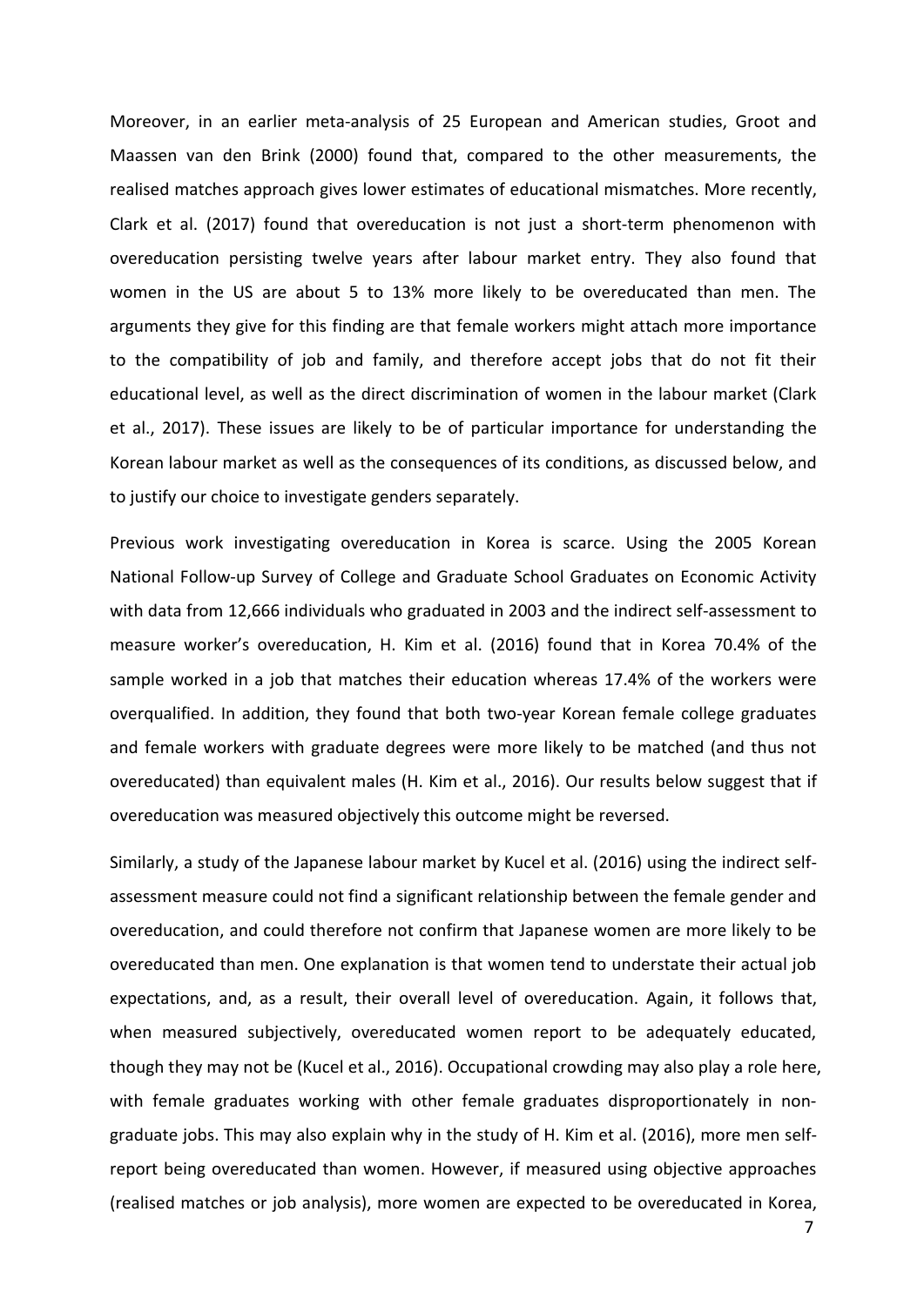Moreover, in an earlier meta-analysis of 25 European and American studies, Groot and Maassen van den Brink (2000) found that, compared to the other measurements, the realised matches approach gives lower estimates of educational mismatches. More recently, Clark et al. (2017) found that overeducation is not just a short-term phenomenon with overeducation persisting twelve years after labour market entry. They also found that women in the US are about 5 to 13% more likely to be overeducated than men. The arguments they give for this finding are that female workers might attach more importance to the compatibility of job and family, and therefore accept jobs that do not fit their educational level, as well as the direct discrimination of women in the labour market (Clark et al., 2017). These issues are likely to be of particular importance for understanding the Korean labour market as well as the consequences of its conditions, as discussed below, and to justify our choice to investigate genders separately.

Previous work investigating overeducation in Korea is scarce. Using the 2005 Korean National Follow-up Survey of College and Graduate School Graduates on Economic Activity with data from 12,666 individuals who graduated in 2003 and the indirect self-assessment to measure worker's overeducation, H. Kim et al. (2016) found that in Korea 70.4% of the sample worked in a job that matches their education whereas 17.4% of the workers were overqualified. In addition, they found that both two-year Korean female college graduates and female workers with graduate degrees were more likely to be matched (and thus not overeducated) than equivalent males (H. Kim et al., 2016). Our results below suggest that if overeducation was measured objectively this outcome might be reversed.

Similarly, a study of the Japanese labour market by Kucel et al. (2016) using the indirect self-assessment measure could not find a significant relationship between the female gender and overeducation, and could therefore not confirm that Japanese women are more likely to be overeducated than men. One explanation is that women tend to understate their actual job expectations, and, as a result, their overall level of overeducation. Again, it follows that, when measured subjectively, overeducated women report to be adequately educated, though they may not be (Kucel et al., 2016). Occupational crowding may also play a role here, with female graduates working with other female graduates disproportionately in non-graduate jobs. This may also explain why in the study of H. Kim et al. (2016), more men self-report being overeducated than women. However, if measured using objective approaches (realised matches or job analysis), more women are expected to be overeducated in Korea,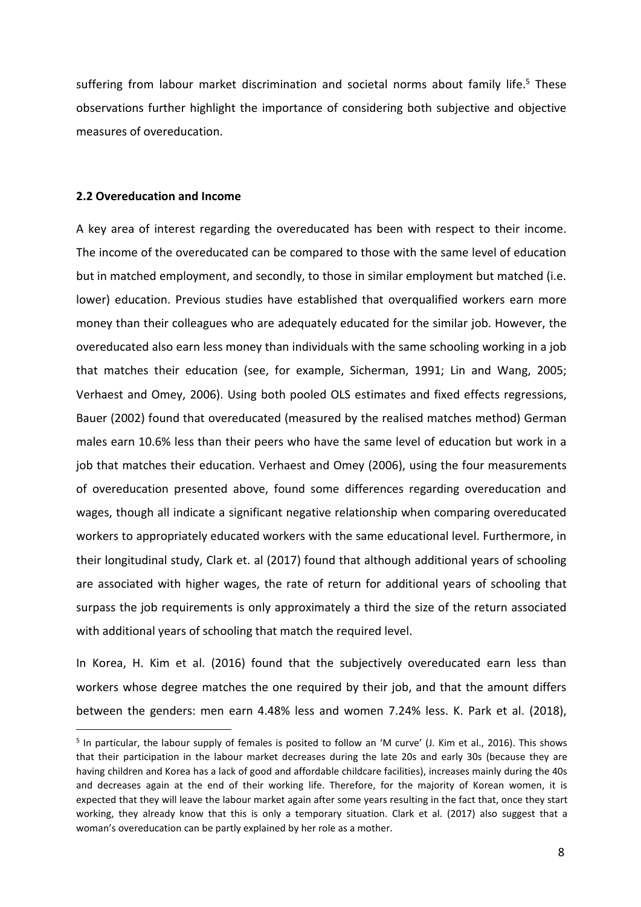suffering from labour market discrimination and societal norms about family life.[5] These observations further highlight the importance of considering both subjective and objective measures of overeducation.

### 2.2 Overeducation and Income

A key area of interest regarding the overeducated has been with respect to their income. The income of the overeducated can be compared to those with the same level of education but in matched employment, and secondly, to those in similar employment but matched (i.e. lower) education. Previous studies have established that overqualified workers earn more money than their colleagues who are adequately educated for the similar job. However, the overeducated also earn less money than individuals with the same schooling working in a job that matches their education (see, for example, Sicherman, 1991; Lin and Wang, 2005; Verhaest and Omey, 2006). Using both pooled OLS estimates and fixed effects regressions, Bauer (2002) found that overeducated (measured by the realised matches method) German males earn 10.6% less than their peers who have the same level of education but work in a job that matches their education. Verhaest and Omey (2006), using the four measurements of overeducation presented above, found some differences regarding overeducation and wages, though all indicate a significant negative relationship when comparing overeducated workers to appropriately educated workers with the same educational level. Furthermore, in their longitudinal study, Clark et. al (2017) found that although additional years of schooling are associated with higher wages, the rate of return for additional years of schooling that surpass the job requirements is only approximately a third the size of the return associated with additional years of schooling that match the required level.

In Korea, H. Kim et al. (2016) found that the subjectively overeducated earn less than workers whose degree matches the one required by their job, and that the amount differs between the genders: men earn 4.48% less and women 7.24% less. K. Park et al. (2018),

[5] In particular, the labour supply of females is posited to follow an 'M curve' (J. Kim et al., 2016). This shows that their participation in the labour market decreases during the late 20s and early 30s (because they are having children and Korea has a lack of good and affordable childcare facilities), increases mainly during the 40s and decreases again at the end of their working life. Therefore, for the majority of Korean women, it is expected that they will leave the labour market again after some years resulting in the fact that, once they start working, they already know that this is only a temporary situation. Clark et al. (2017) also suggest that a woman's overeducation can be partly explained by her role as a mother.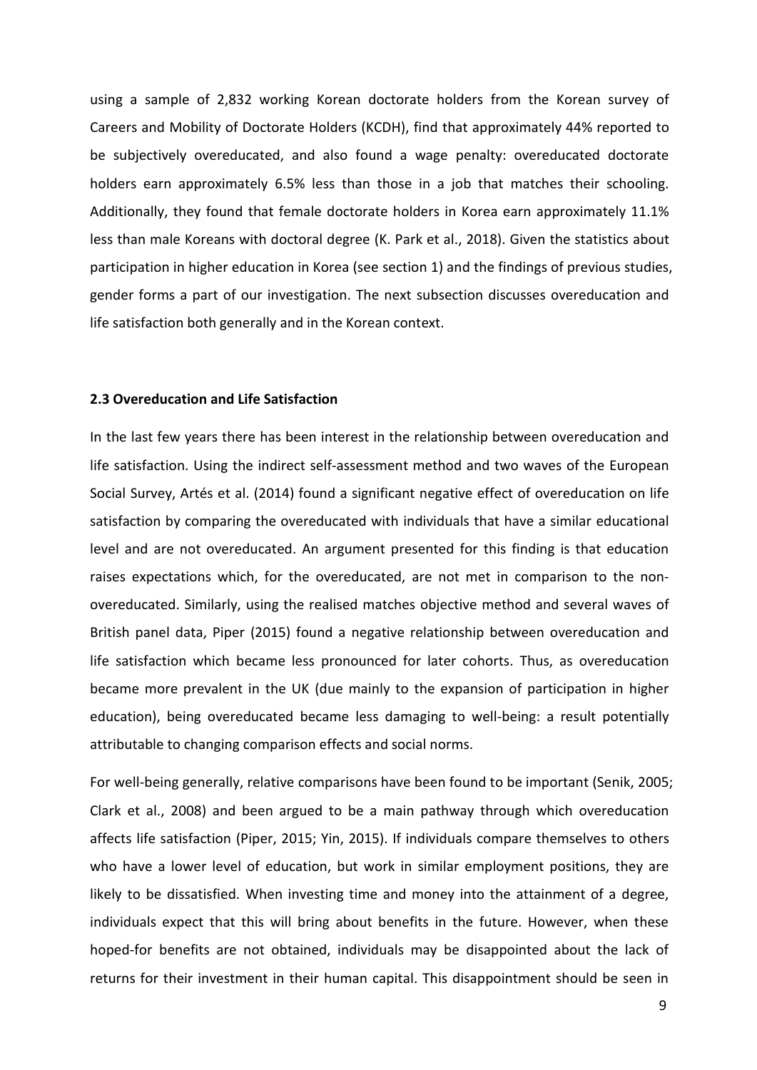using a sample of 2,832 working Korean doctorate holders from the Korean survey of Careers and Mobility of Doctorate Holders (KCDH), find that approximately 44% reported to be subjectively overeducated, and also found a wage penalty: overeducated doctorate holders earn approximately 6.5% less than those in a job that matches their schooling. Additionally, they found that female doctorate holders in Korea earn approximately 11.1% less than male Koreans with doctoral degree (K. Park et al., 2018). Given the statistics about participation in higher education in Korea (see section 1) and the findings of previous studies, gender forms a part of our investigation. The next subsection discusses overeducation and life satisfaction both generally and in the Korean context.

### 2.3 Overeducation and Life Satisfaction

In the last few years there has been interest in the relationship between overeducation and life satisfaction. Using the indirect self-assessment method and two waves of the European Social Survey, Artés et al. (2014) found a significant negative effect of overeducation on life satisfaction by comparing the overeducated with individuals that have a similar educational level and are not overeducated. An argument presented for this finding is that education raises expectations which, for the overeducated, are not met in comparison to the non-overeducated. Similarly, using the realised matches objective method and several waves of British panel data, Piper (2015) found a negative relationship between overeducation and life satisfaction which became less pronounced for later cohorts. Thus, as overeducation became more prevalent in the UK (due mainly to the expansion of participation in higher education), being overeducated became less damaging to well-being: a result potentially attributable to changing comparison effects and social norms.

For well-being generally, relative comparisons have been found to be important (Senik, 2005; Clark et al., 2008) and been argued to be a main pathway through which overeducation affects life satisfaction (Piper, 2015; Yin, 2015). If individuals compare themselves to others who have a lower level of education, but work in similar employment positions, they are likely to be dissatisfied. When investing time and money into the attainment of a degree, individuals expect that this will bring about benefits in the future. However, when these hoped-for benefits are not obtained, individuals may be disappointed about the lack of returns for their investment in their human capital. This disappointment should be seen in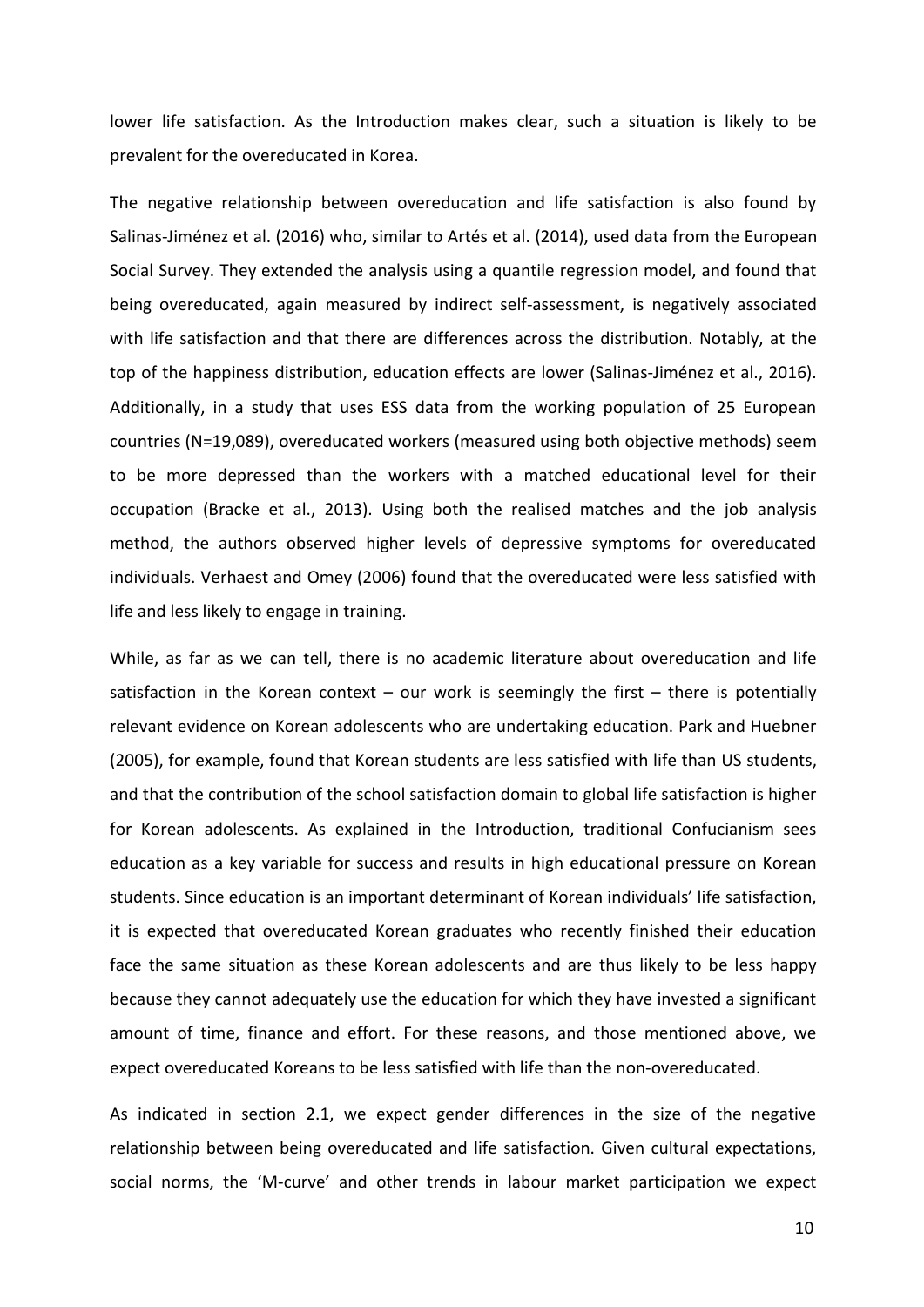lower life satisfaction. As the Introduction makes clear, such a situation is likely to be prevalent for the overeducated in Korea.

The negative relationship between overeducation and life satisfaction is also found by Salinas-Jiménez et al. (2016) who, similar to Artés et al. (2014), used data from the European Social Survey. They extended the analysis using a quantile regression model, and found that being overeducated, again measured by indirect self-assessment, is negatively associated with life satisfaction and that there are differences across the distribution. Notably, at the top of the happiness distribution, education effects are lower (Salinas-Jiménez et al., 2016). Additionally, in a study that uses ESS data from the working population of 25 European countries (N=19,089), overeducated workers (measured using both objective methods) seem to be more depressed than the workers with a matched educational level for their occupation (Bracke et al., 2013). Using both the realised matches and the job analysis method, the authors observed higher levels of depressive symptoms for overeducated individuals. Verhaest and Omey (2006) found that the overeducated were less satisfied with life and less likely to engage in training.

While, as far as we can tell, there is no academic literature about overeducation and life satisfaction in the Korean context – our work is seemingly the first – there is potentially relevant evidence on Korean adolescents who are undertaking education. Park and Huebner (2005), for example, found that Korean students are less satisfied with life than US students, and that the contribution of the school satisfaction domain to global life satisfaction is higher for Korean adolescents. As explained in the Introduction, traditional Confucianism sees education as a key variable for success and results in high educational pressure on Korean students. Since education is an important determinant of Korean individuals' life satisfaction, it is expected that overeducated Korean graduates who recently finished their education face the same situation as these Korean adolescents and are thus likely to be less happy because they cannot adequately use the education for which they have invested a significant amount of time, finance and effort. For these reasons, and those mentioned above, we expect overeducated Koreans to be less satisfied with life than the non-overeducated.

As indicated in section 2.1, we expect gender differences in the size of the negative relationship between being overeducated and life satisfaction. Given cultural expectations, social norms, the 'M-curve' and other trends in labour market participation we expect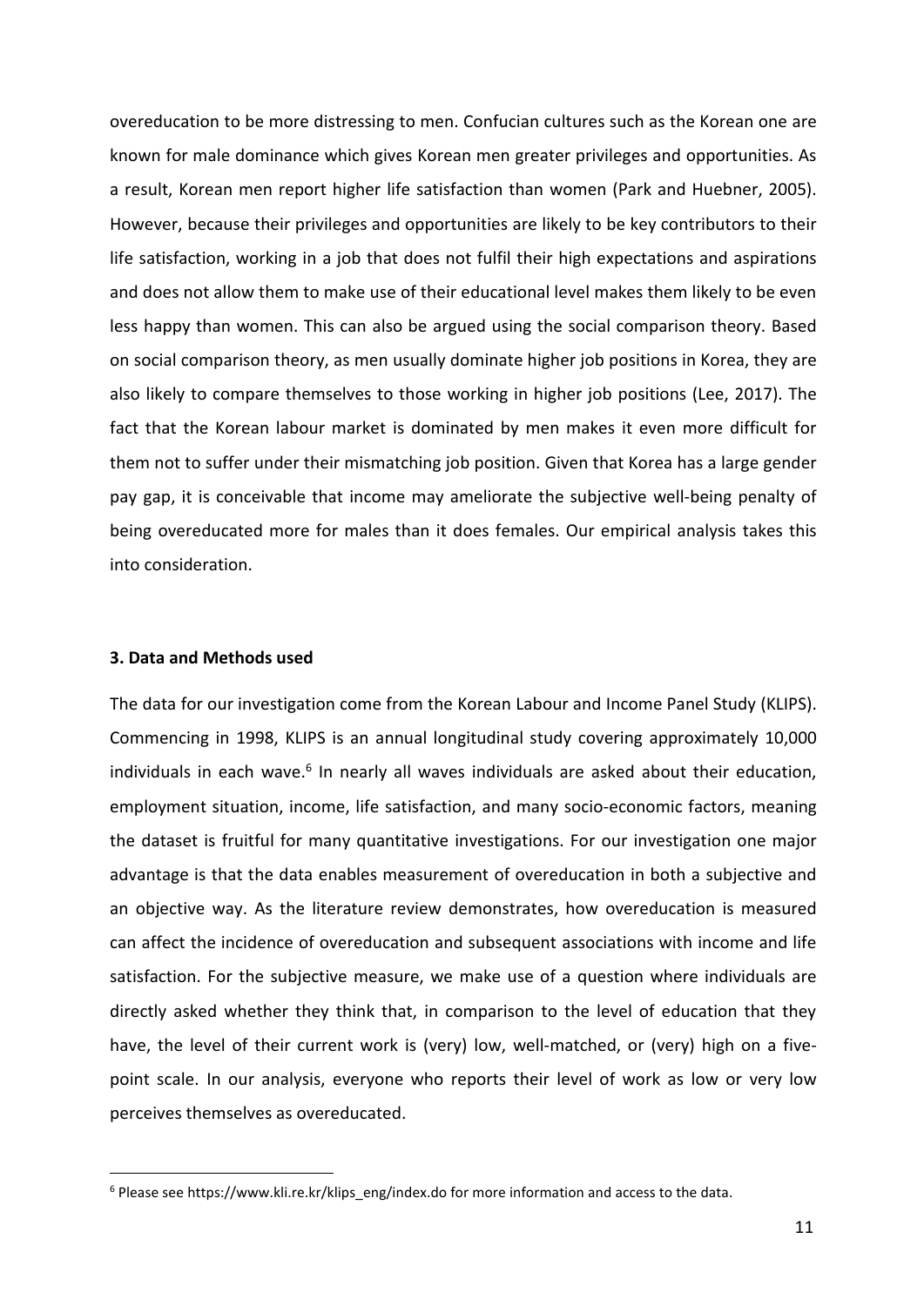overeducation to be more distressing to men. Confucian cultures such as the Korean one are known for male dominance which gives Korean men greater privileges and opportunities. As a result, Korean men report higher life satisfaction than women (Park and Huebner, 2005). However, because their privileges and opportunities are likely to be key contributors to their life satisfaction, working in a job that does not fulfil their high expectations and aspirations and does not allow them to make use of their educational level makes them likely to be even less happy than women. This can also be argued using the social comparison theory. Based on social comparison theory, as men usually dominate higher job positions in Korea, they are also likely to compare themselves to those working in higher job positions (Lee, 2017). The fact that the Korean labour market is dominated by men makes it even more difficult for them not to suffer under their mismatching job position. Given that Korea has a large gender pay gap, it is conceivable that income may ameliorate the subjective well-being penalty of being overeducated more for males than it does females. Our empirical analysis takes this into consideration.

### 3. Data and Methods used

The data for our investigation come from the Korean Labour and Income Panel Study (KLIPS). Commencing in 1998, KLIPS is an annual longitudinal study covering approximately 10,000 individuals in each wave.[6] In nearly all waves individuals are asked about their education, employment situation, income, life satisfaction, and many socio-economic factors, meaning the dataset is fruitful for many quantitative investigations. For our investigation one major advantage is that the data enables measurement of overeducation in both a subjective and an objective way. As the literature review demonstrates, how overeducation is measured can affect the incidence of overeducation and subsequent associations with income and life satisfaction. For the subjective measure, we make use of a question where individuals are directly asked whether they think that, in comparison to the level of education that they have, the level of their current work is (very) low, well-matched, or (very) high on a five-point scale. In our analysis, everyone who reports their level of work as low or very low perceives themselves as overeducated.

[6] Please see https://www.kli.re.kr/klips_eng/index.do for more information and access to the data.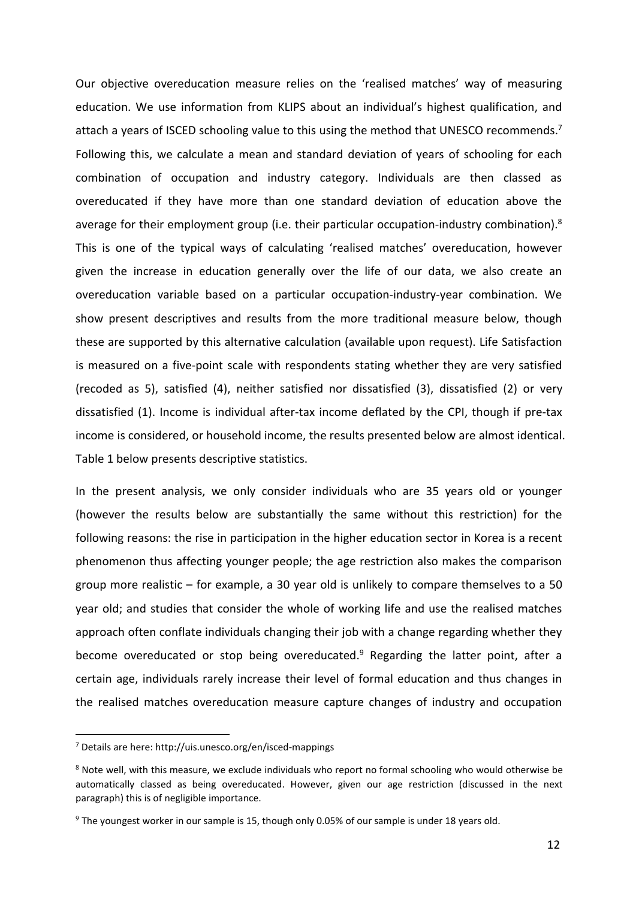Our objective overeducation measure relies on the 'realised matches' way of measuring education. We use information from KLIPS about an individual's highest qualification, and attach a years of ISCED schooling value to this using the method that UNESCO recommends.[7] Following this, we calculate a mean and standard deviation of years of schooling for each combination of occupation and industry category. Individuals are then classed as overeducated if they have more than one standard deviation of education above the average for their employment group (i.e. their particular occupation-industry combination).[8] This is one of the typical ways of calculating 'realised matches' overeducation, however given the increase in education generally over the life of our data, we also create an overeducation variable based on a particular occupation-industry-year combination. We show present descriptives and results from the more traditional measure below, though these are supported by this alternative calculation (available upon request). Life Satisfaction is measured on a five-point scale with respondents stating whether they are very satisfied (recoded as 5), satisfied (4), neither satisfied nor dissatisfied (3), dissatisfied (2) or very dissatisfied (1). Income is individual after-tax income deflated by the CPI, though if pre-tax income is considered, or household income, the results presented below are almost identical. Table 1 below presents descriptive statistics.

In the present analysis, we only consider individuals who are 35 years old or younger (however the results below are substantially the same without this restriction) for the following reasons: the rise in participation in the higher education sector in Korea is a recent phenomenon thus affecting younger people; the age restriction also makes the comparison group more realistic – for example, a 30 year old is unlikely to compare themselves to a 50 year old; and studies that consider the whole of working life and use the realised matches approach often conflate individuals changing their job with a change regarding whether they become overeducated or stop being overeducated.[9] Regarding the latter point, after a certain age, individuals rarely increase their level of formal education and thus changes in the realised matches overeducation measure capture changes of industry and occupation

---

[7] Details are here: http://uis.unesco.org/en/isced-mappings

[8] Note well, with this measure, we exclude individuals who report no formal schooling who would otherwise be automatically classed as being overeducated. However, given our age restriction (discussed in the next paragraph) this is of negligible importance.

[9] The youngest worker in our sample is 15, though only 0.05% of our sample is under 18 years old.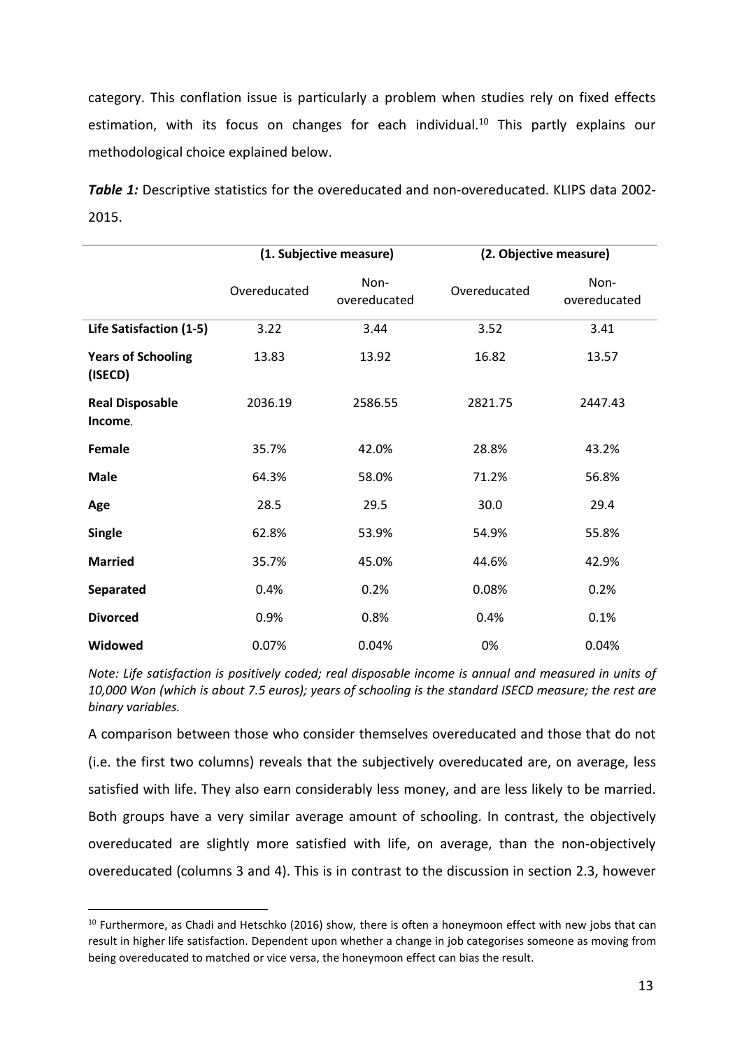category. This conflation issue is particularly a problem when studies rely on fixed effects estimation, with its focus on changes for each individual.[10] This partly explains our methodological choice explained below.

***Table 1:*** Descriptive statistics for the overeducated and non-overeducated. KLIPS data 2002-2015.

| | (1. Subjective measure) | | (2. Objective measure) | |
|---|---|---|---|---|
| | Overeducated | Non-overeducated | Overeducated | Non-overeducated |
| **Life Satisfaction (1-5)** | 3.22 | 3.44 | 3.52 | 3.41 |
| **Years of Schooling (ISECD)** | 13.83 | 13.92 | 16.82 | 13.57 |
| **Real Disposable Income** | 2036.19 | 2586.55 | 2821.75 | 2447.43 |
| **Female** | 35.7% | 42.0% | 28.8% | 43.2% |
| **Male** | 64.3% | 58.0% | 71.2% | 56.8% |
| **Age** | 28.5 | 29.5 | 30.0 | 29.4 |
| **Single** | 62.8% | 53.9% | 54.9% | 55.8% |
| **Married** | 35.7% | 45.0% | 44.6% | 42.9% |
| **Separated** | 0.4% | 0.2% | 0.08% | 0.2% |
| **Divorced** | 0.9% | 0.8% | 0.4% | 0.1% |
| **Widowed** | 0.07% | 0.04% | 0% | 0.04% |

*Note: Life satisfaction is positively coded; real disposable income is annual and measured in units of 10,000 Won (which is about 7.5 euros); years of schooling is the standard ISECD measure; the rest are binary variables.*

A comparison between those who consider themselves overeducated and those that do not (i.e. the first two columns) reveals that the subjectively overeducated are, on average, less satisfied with life. They also earn considerably less money, and are less likely to be married. Both groups have a very similar average amount of schooling. In contrast, the objectively overeducated are slightly more satisfied with life, on average, than the non-objectively overeducated (columns 3 and 4). This is in contrast to the discussion in section 2.3, however

[10] Furthermore, as Chadi and Hetschko (2016) show, there is often a honeymoon effect with new jobs that can result in higher life satisfaction. Dependent upon whether a change in job categorises someone as moving from being overeducated to matched or vice versa, the honeymoon effect can bias the result.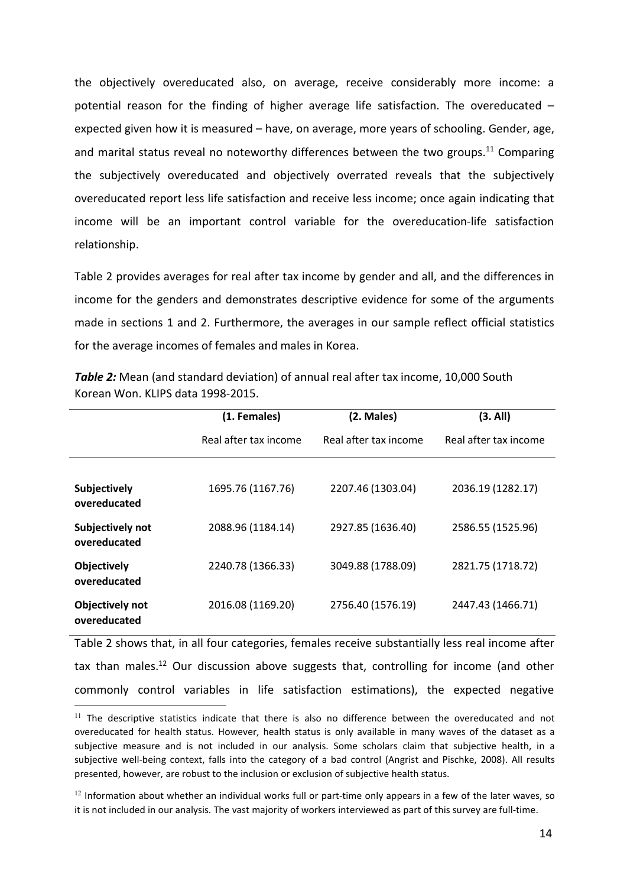the objectively overeducated also, on average, receive considerably more income: a potential reason for the finding of higher average life satisfaction. The overeducated – expected given how it is measured – have, on average, more years of schooling. Gender, age, and marital status reveal no noteworthy differences between the two groups.[11] Comparing the subjectively overeducated and objectively overrated reveals that the subjectively overeducated report less life satisfaction and receive less income; once again indicating that income will be an important control variable for the overeducation-life satisfaction relationship.

Table 2 provides averages for real after tax income by gender and all, and the differences in income for the genders and demonstrates descriptive evidence for some of the arguments made in sections 1 and 2. Furthermore, the averages in our sample reflect official statistics for the average incomes of females and males in Korea.

***Table 2:*** Mean (and standard deviation) of annual real after tax income, 10,000 South Korean Won. KLIPS data 1998-2015.

| | **(1. Females)** | **(2. Males)** | **(3. All)** |
|---|---|---|---|
| | Real after tax income | Real after tax income | Real after tax income |
| **Subjectively overeducated** | 1695.76 (1167.76) | 2207.46 (1303.04) | 2036.19 (1282.17) |
| **Subjectively not overeducated** | 2088.96 (1184.14) | 2927.85 (1636.40) | 2586.55 (1525.96) |
| **Objectively overeducated** | 2240.78 (1366.33) | 3049.88 (1788.09) | 2821.75 (1718.72) |
| **Objectively not overeducated** | 2016.08 (1169.20) | 2756.40 (1576.19) | 2447.43 (1466.71) |

Table 2 shows that, in all four categories, females receive substantially less real income after tax than males.[12] Our discussion above suggests that, controlling for income (and other commonly control variables in life satisfaction estimations), the expected negative

[11] The descriptive statistics indicate that there is also no difference between the overeducated and not overeducated for health status. However, health status is only available in many waves of the dataset as a subjective measure and is not included in our analysis. Some scholars claim that subjective health, in a subjective well-being context, falls into the category of a bad control (Angrist and Pischke, 2008). All results presented, however, are robust to the inclusion or exclusion of subjective health status.

[12] Information about whether an individual works full or part-time only appears in a few of the later waves, so it is not included in our analysis. The vast majority of workers interviewed as part of this survey are full-time.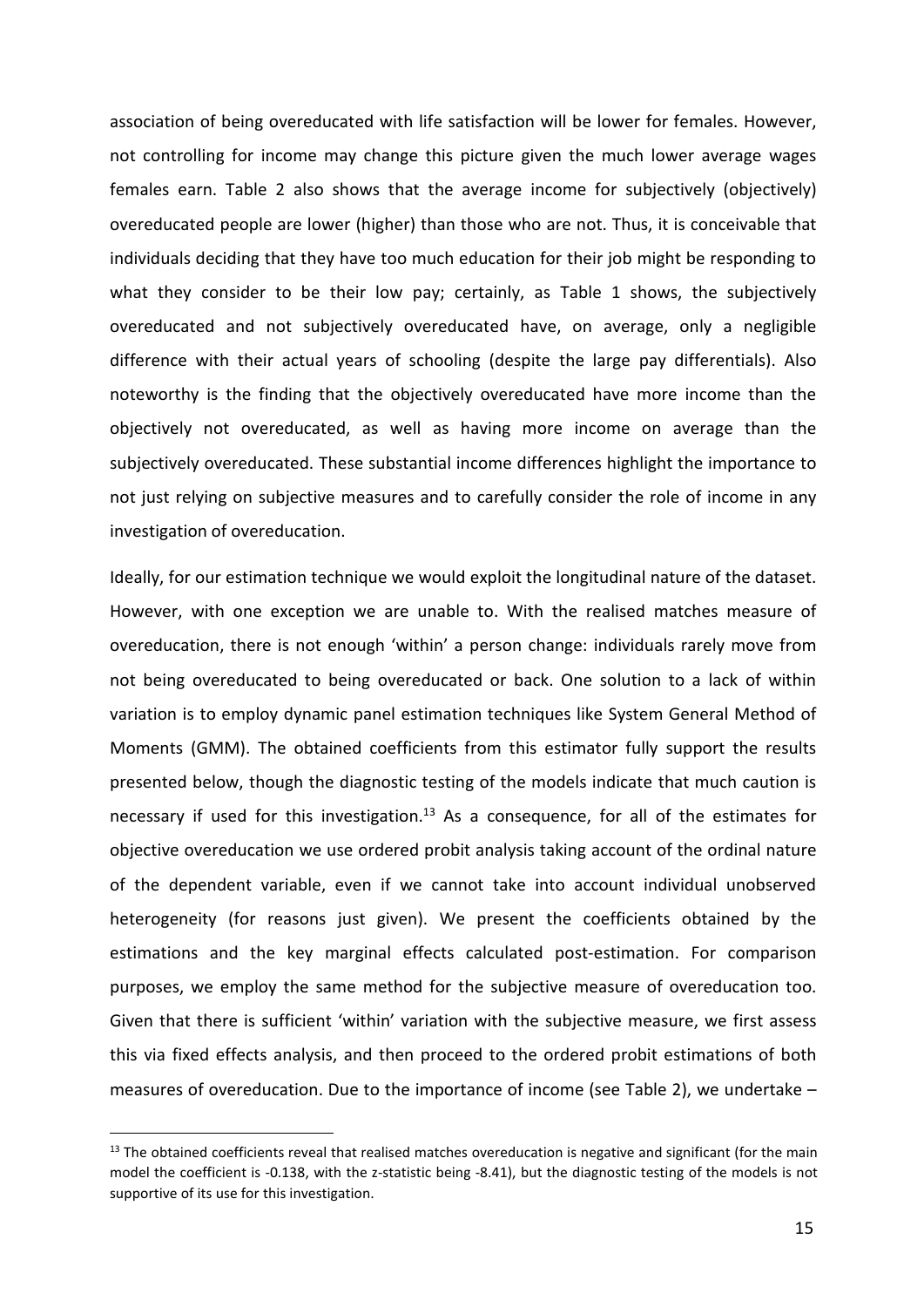association of being overeducated with life satisfaction will be lower for females. However, not controlling for income may change this picture given the much lower average wages females earn. Table 2 also shows that the average income for subjectively (objectively) overeducated people are lower (higher) than those who are not. Thus, it is conceivable that individuals deciding that they have too much education for their job might be responding to what they consider to be their low pay; certainly, as Table 1 shows, the subjectively overeducated and not subjectively overeducated have, on average, only a negligible difference with their actual years of schooling (despite the large pay differentials). Also noteworthy is the finding that the objectively overeducated have more income than the objectively not overeducated, as well as having more income on average than the subjectively overeducated. These substantial income differences highlight the importance to not just relying on subjective measures and to carefully consider the role of income in any investigation of overeducation.

Ideally, for our estimation technique we would exploit the longitudinal nature of the dataset. However, with one exception we are unable to. With the realised matches measure of overeducation, there is not enough 'within' a person change: individuals rarely move from not being overeducated to being overeducated or back. One solution to a lack of within variation is to employ dynamic panel estimation techniques like System General Method of Moments (GMM). The obtained coefficients from this estimator fully support the results presented below, though the diagnostic testing of the models indicate that much caution is necessary if used for this investigation.[13] As a consequence, for all of the estimates for objective overeducation we use ordered probit analysis taking account of the ordinal nature of the dependent variable, even if we cannot take into account individual unobserved heterogeneity (for reasons just given). We present the coefficients obtained by the estimations and the key marginal effects calculated post-estimation. For comparison purposes, we employ the same method for the subjective measure of overeducation too. Given that there is sufficient 'within' variation with the subjective measure, we first assess this via fixed effects analysis, and then proceed to the ordered probit estimations of both measures of overeducation. Due to the importance of income (see Table 2), we undertake –

[13] The obtained coefficients reveal that realised matches overeducation is negative and significant (for the main model the coefficient is -0.138, with the z-statistic being -8.41), but the diagnostic testing of the models is not supportive of its use for this investigation.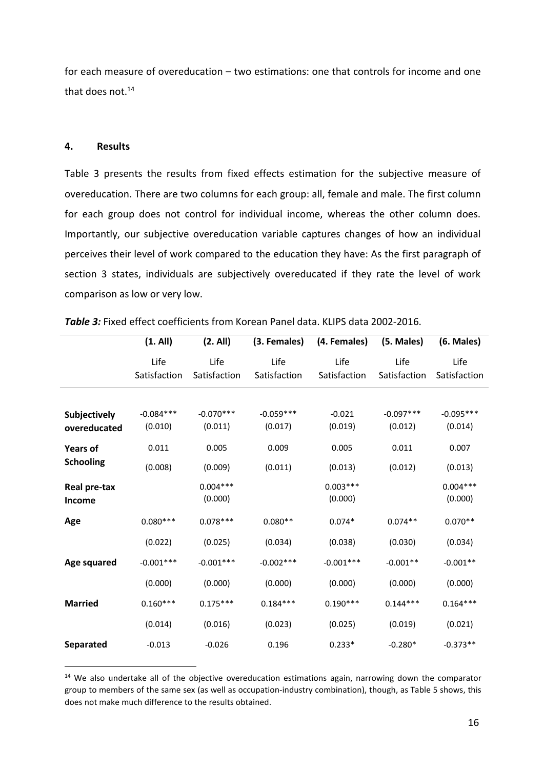for each measure of overeducation – two estimations: one that controls for income and one that does not.[14]

## 4. Results

Table 3 presents the results from fixed effects estimation for the subjective measure of overeducation. There are two columns for each group: all, female and male. The first column for each group does not control for individual income, whereas the other column does. Importantly, our subjective overeducation variable captures changes of how an individual perceives their level of work compared to the education they have: As the first paragraph of section 3 states, individuals are subjectively overeducated if they rate the level of work comparison as low or very low.

***Table 3:*** Fixed effect coefficients from Korean Panel data. KLIPS data 2002-2016.

| | **(1. All)** | **(2. All)** | **(3. Females)** | **(4. Females)** | **(5. Males)** | **(6. Males)** |
|---|---|---|---|---|---|---|
| | Life Satisfaction | Life Satisfaction | Life Satisfaction | Life Satisfaction | Life Satisfaction | Life Satisfaction |
| **Subjectively overeducated** | -0.084*** | -0.070*** | -0.059*** | -0.021 | -0.097*** | -0.095*** |
| | (0.010) | (0.011) | (0.017) | (0.019) | (0.012) | (0.014) |
| **Years of Schooling** | 0.011 | 0.005 | 0.009 | 0.005 | 0.011 | 0.007 |
| | (0.008) | (0.009) | (0.011) | (0.013) | (0.012) | (0.013) |
| **Real pre-tax Income** | | 0.004*** | | 0.003*** | | 0.004*** |
| | | (0.000) | | (0.000) | | (0.000) |
| **Age** | 0.080*** | 0.078*** | 0.080** | 0.074* | 0.074** | 0.070** |
| | (0.022) | (0.025) | (0.034) | (0.038) | (0.030) | (0.034) |
| **Age squared** | -0.001*** | -0.001*** | -0.002*** | -0.001*** | -0.001** | -0.001** |
| | (0.000) | (0.000) | (0.000) | (0.000) | (0.000) | (0.000) |
| **Married** | 0.160*** | 0.175*** | 0.184*** | 0.190*** | 0.144*** | 0.164*** |
| | (0.014) | (0.016) | (0.023) | (0.025) | (0.019) | (0.021) |
| **Separated** | -0.013 | -0.026 | 0.196 | 0.233* | -0.280* | -0.373** |

[14] We also undertake all of the objective overeducation estimations again, narrowing down the comparator group to members of the same sex (as well as occupation-industry combination), though, as Table 5 shows, this does not make much difference to the results obtained.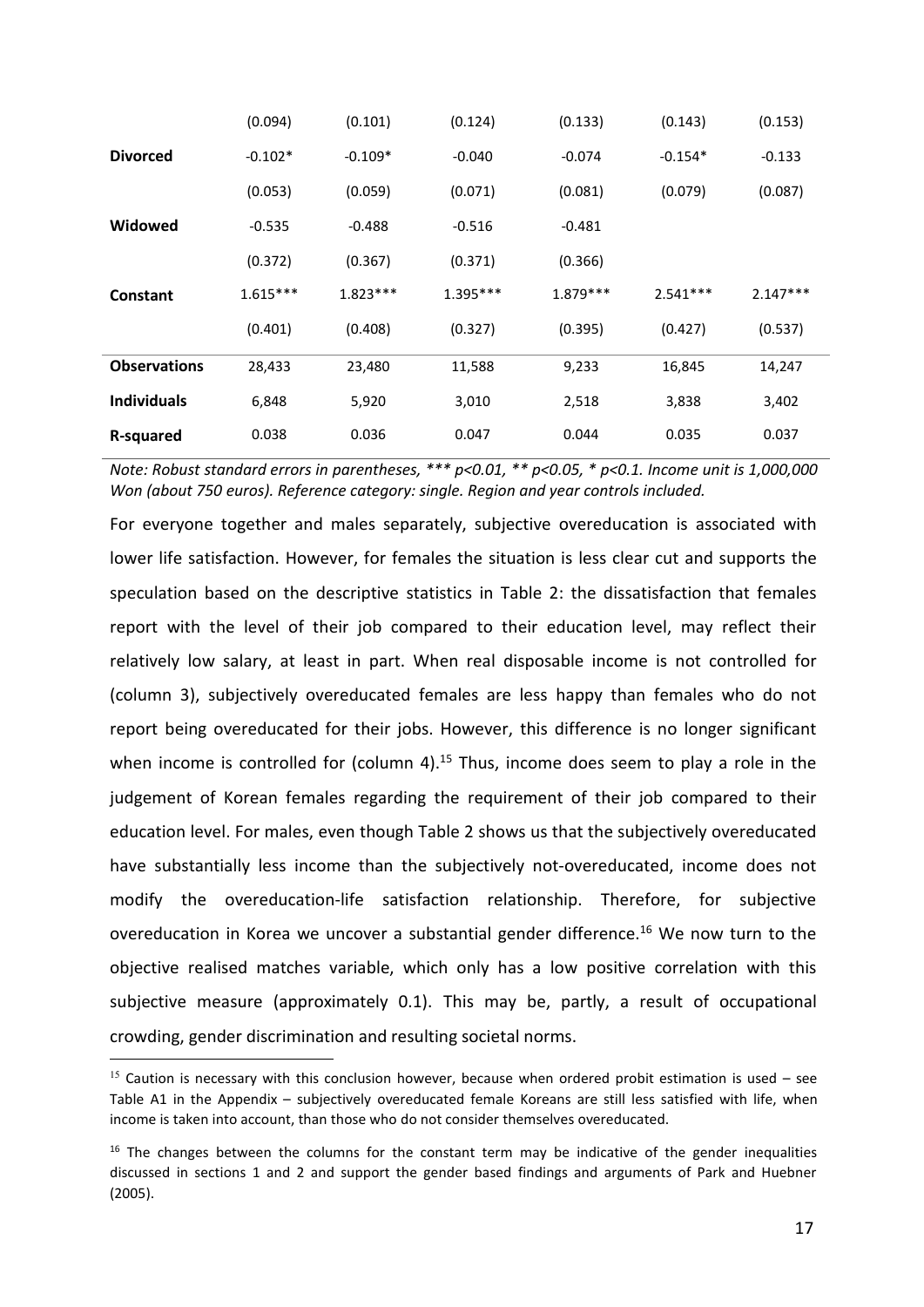| | | | | | | |
|---|---|---|---|---|---|---|
| | (0.094) | (0.101) | (0.124) | (0.133) | (0.143) | (0.153) |
| **Divorced** | -0.102* | -0.109* | -0.040 | -0.074 | -0.154* | -0.133 |
| | (0.053) | (0.059) | (0.071) | (0.081) | (0.079) | (0.087) |
| **Widowed** | -0.535 | -0.488 | -0.516 | -0.481 | | |
| | (0.372) | (0.367) | (0.371) | (0.366) | | |
| **Constant** | 1.615*** | 1.823*** | 1.395*** | 1.879*** | 2.541*** | 2.147*** |
| | (0.401) | (0.408) | (0.327) | (0.395) | (0.427) | (0.537) |
| **Observations** | 28,433 | 23,480 | 11,588 | 9,233 | 16,845 | 14,247 |
| **Individuals** | 6,848 | 5,920 | 3,010 | 2,518 | 3,838 | 3,402 |
| **R-squared** | 0.038 | 0.036 | 0.047 | 0.044 | 0.035 | 0.037 |

*Note: Robust standard errors in parentheses, \*\*\* p<0.01, \*\* p<0.05, \* p<0.1. Income unit is 1,000,000 Won (about 750 euros). Reference category: single. Region and year controls included.*

For everyone together and males separately, subjective overeducation is associated with lower life satisfaction. However, for females the situation is less clear cut and supports the speculation based on the descriptive statistics in Table 2: the dissatisfaction that females report with the level of their job compared to their education level, may reflect their relatively low salary, at least in part. When real disposable income is not controlled for (column 3), subjectively overeducated females are less happy than females who do not report being overeducated for their jobs. However, this difference is no longer significant when income is controlled for (column 4).[15] Thus, income does seem to play a role in the judgement of Korean females regarding the requirement of their job compared to their education level. For males, even though Table 2 shows us that the subjectively overeducated have substantially less income than the subjectively not-overeducated, income does not modify the overeducation-life satisfaction relationship. Therefore, for subjective overeducation in Korea we uncover a substantial gender difference.[16] We now turn to the objective realised matches variable, which only has a low positive correlation with this subjective measure (approximately 0.1). This may be, partly, a result of occupational crowding, gender discrimination and resulting societal norms.

[15] Caution is necessary with this conclusion however, because when ordered probit estimation is used – see Table A1 in the Appendix – subjectively overeducated female Koreans are still less satisfied with life, when income is taken into account, than those who do not consider themselves overeducated.

[16] The changes between the columns for the constant term may be indicative of the gender inequalities discussed in sections 1 and 2 and support the gender based findings and arguments of Park and Huebner (2005).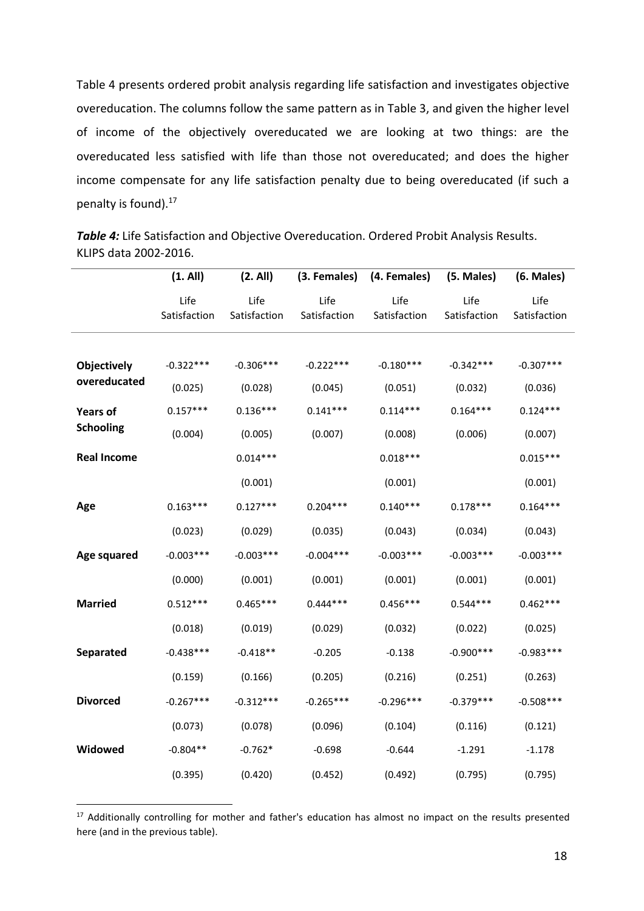Table 4 presents ordered probit analysis regarding life satisfaction and investigates objective overeducation. The columns follow the same pattern as in Table 3, and given the higher level of income of the objectively overeducated we are looking at two things: are the overeducated less satisfied with life than those not overeducated; and does the higher income compensate for any life satisfaction penalty due to being overeducated (if such a penalty is found).[17]

***Table 4:*** Life Satisfaction and Objective Overeducation. Ordered Probit Analysis Results. KLIPS data 2002-2016.

| | (1. All) | (2. All) | (3. Females) | (4. Females) | (5. Males) | (6. Males) |
|---|---|---|---|---|---|---|
| | Life Satisfaction | Life Satisfaction | Life Satisfaction | Life Satisfaction | Life Satisfaction | Life Satisfaction |
| **Objectively overeducated** | -0.322*** | -0.306*** | -0.222*** | -0.180*** | -0.342*** | -0.307*** |
| | (0.025) | (0.028) | (0.045) | (0.051) | (0.032) | (0.036) |
| **Years of Schooling** | 0.157*** | 0.136*** | 0.141*** | 0.114*** | 0.164*** | 0.124*** |
| | (0.004) | (0.005) | (0.007) | (0.008) | (0.006) | (0.007) |
| **Real Income** | | 0.014*** | | 0.018*** | | 0.015*** |
| | | (0.001) | | (0.001) | | (0.001) |
| **Age** | 0.163*** | 0.127*** | 0.204*** | 0.140*** | 0.178*** | 0.164*** |
| | (0.023) | (0.029) | (0.035) | (0.043) | (0.034) | (0.043) |
| **Age squared** | -0.003*** | -0.003*** | -0.004*** | -0.003*** | -0.003*** | -0.003*** |
| | (0.000) | (0.001) | (0.001) | (0.001) | (0.001) | (0.001) |
| **Married** | 0.512*** | 0.465*** | 0.444*** | 0.456*** | 0.544*** | 0.462*** |
| | (0.018) | (0.019) | (0.029) | (0.032) | (0.022) | (0.025) |
| **Separated** | -0.438*** | -0.418** | -0.205 | -0.138 | -0.900*** | -0.983*** |
| | (0.159) | (0.166) | (0.205) | (0.216) | (0.251) | (0.263) |
| **Divorced** | -0.267*** | -0.312*** | -0.265*** | -0.296*** | -0.379*** | -0.508*** |
| | (0.073) | (0.078) | (0.096) | (0.104) | (0.116) | (0.121) |
| **Widowed** | -0.804** | -0.762* | -0.698 | -0.644 | -1.291 | -1.178 |
| | (0.395) | (0.420) | (0.452) | (0.492) | (0.795) | (0.795) |

[17] Additionally controlling for mother and father's education has almost no impact on the results presented here (and in the previous table).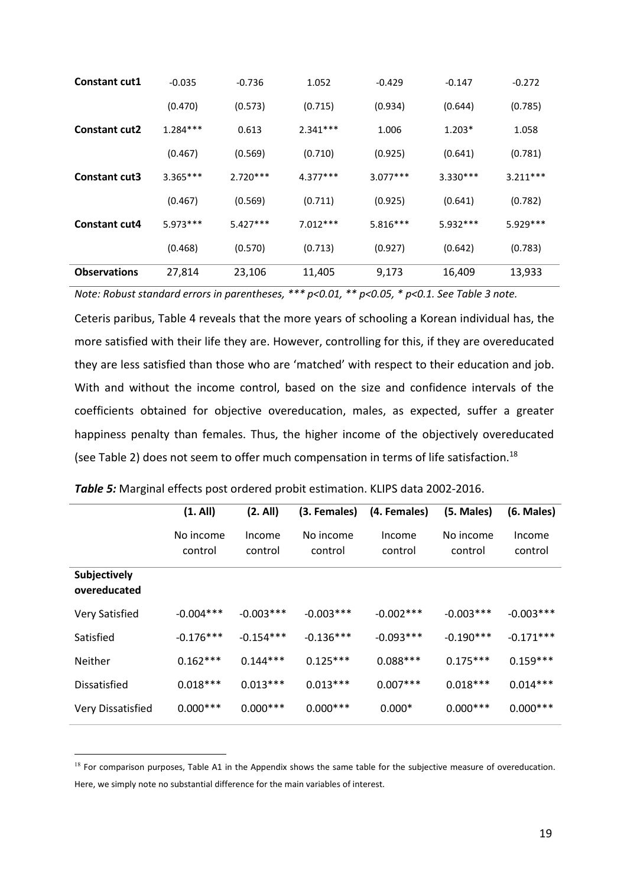| | | | | | | |
|---|---|---|---|---|---|---|
| **Constant cut1** | -0.035 | -0.736 | 1.052 | -0.429 | -0.147 | -0.272 |
| | (0.470) | (0.573) | (0.715) | (0.934) | (0.644) | (0.785) |
| **Constant cut2** | 1.284*** | 0.613 | 2.341*** | 1.006 | 1.203* | 1.058 |
| | (0.467) | (0.569) | (0.710) | (0.925) | (0.641) | (0.781) |
| **Constant cut3** | 3.365*** | 2.720*** | 4.377*** | 3.077*** | 3.330*** | 3.211*** |
| | (0.467) | (0.569) | (0.711) | (0.925) | (0.641) | (0.782) |
| **Constant cut4** | 5.973*** | 5.427*** | 7.012*** | 5.816*** | 5.932*** | 5.929*** |
| | (0.468) | (0.570) | (0.713) | (0.927) | (0.642) | (0.783) |
| **Observations** | 27,814 | 23,106 | 11,405 | 9,173 | 16,409 | 13,933 |

*Note: Robust standard errors in parentheses, *** p<0.01, ** p<0.05, * p<0.1. See Table 3 note.*

Ceteris paribus, Table 4 reveals that the more years of schooling a Korean individual has, the more satisfied with their life they are. However, controlling for this, if they are overeducated they are less satisfied than those who are 'matched' with respect to their education and job. With and without the income control, based on the size and confidence intervals of the coefficients obtained for objective overeducation, males, as expected, suffer a greater happiness penalty than females. Thus, the higher income of the objectively overeducated (see Table 2) does not seem to offer much compensation in terms of life satisfaction.[18]

***Table 5:*** Marginal effects post ordered probit estimation. KLIPS data 2002-2016.

| | **(1. All)** | **(2. All)** | **(3. Females)** | **(4. Females)** | **(5. Males)** | **(6. Males)** |
|---|---|---|---|---|---|---|
| | No income control | Income control | No income control | Income control | No income control | Income control |
| **Subjectively overeducated** | | | | | | |
| Very Satisfied | -0.004*** | -0.003*** | -0.003*** | -0.002*** | -0.003*** | -0.003*** |
| Satisfied | -0.176*** | -0.154*** | -0.136*** | -0.093*** | -0.190*** | -0.171*** |
| Neither | 0.162*** | 0.144*** | 0.125*** | 0.088*** | 0.175*** | 0.159*** |
| Dissatisfied | 0.018*** | 0.013*** | 0.013*** | 0.007*** | 0.018*** | 0.014*** |
| Very Dissatisfied | 0.000*** | 0.000*** | 0.000*** | 0.000* | 0.000*** | 0.000*** |

[18] For comparison purposes, Table A1 in the Appendix shows the same table for the subjective measure of overeducation. Here, we simply note no substantial difference for the main variables of interest.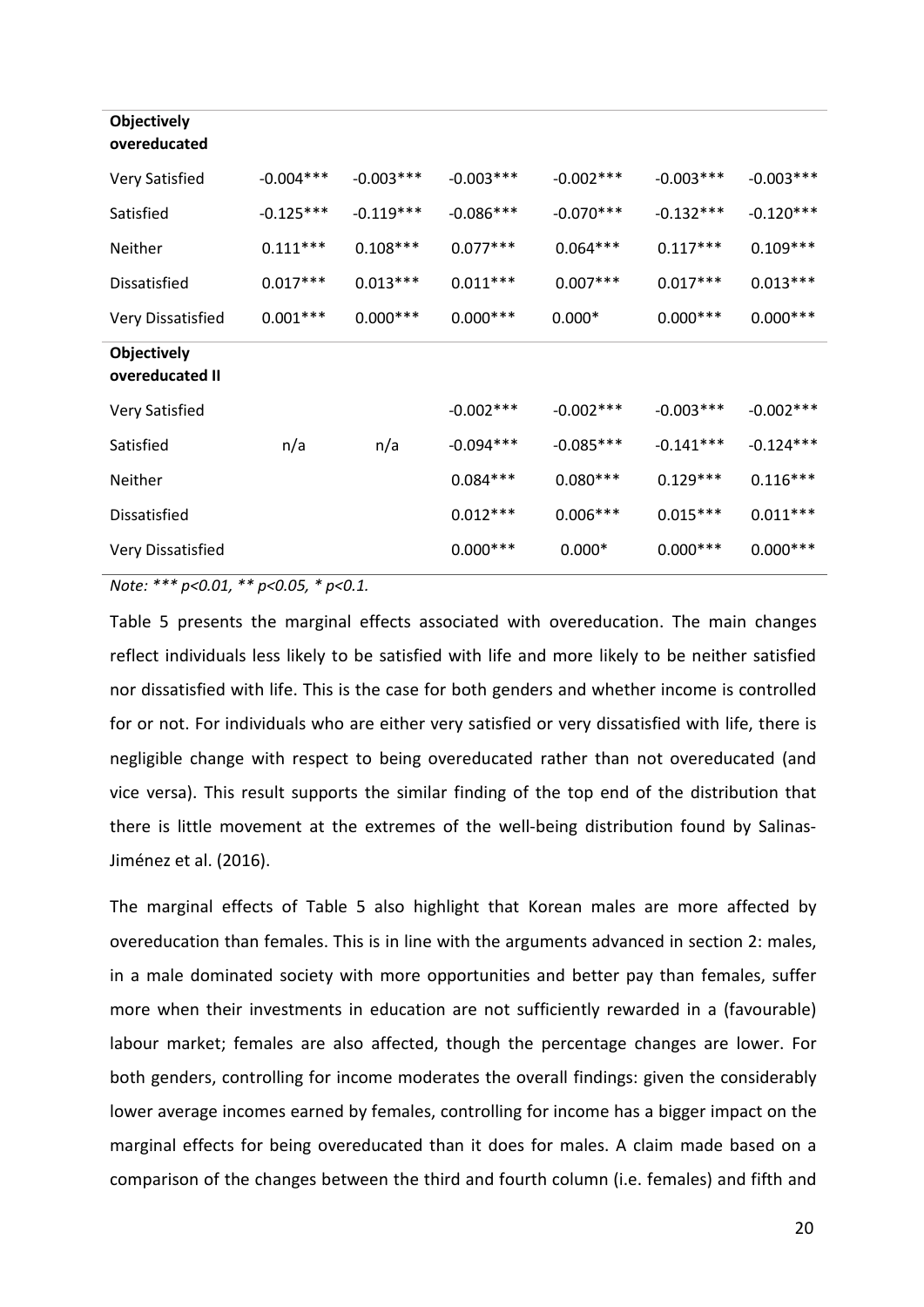| | | | | | | |
|---|---|---|---|---|---|---|
| **Objectively overeducated** | | | | | | |
| Very Satisfied | -0.004*** | -0.003*** | -0.003*** | -0.002*** | -0.003*** | -0.003*** |
| Satisfied | -0.125*** | -0.119*** | -0.086*** | -0.070*** | -0.132*** | -0.120*** |
| Neither | 0.111*** | 0.108*** | 0.077*** | 0.064*** | 0.117*** | 0.109*** |
| Dissatisfied | 0.017*** | 0.013*** | 0.011*** | 0.007*** | 0.017*** | 0.013*** |
| Very Dissatisfied | 0.001*** | 0.000*** | 0.000*** | 0.000* | 0.000*** | 0.000*** |
| **Objectively overeducated II** | | | | | | |
| Very Satisfied | | | -0.002*** | -0.002*** | -0.003*** | -0.002*** |
| Satisfied | n/a | n/a | -0.094*** | -0.085*** | -0.141*** | -0.124*** |
| Neither | | | 0.084*** | 0.080*** | 0.129*** | 0.116*** |
| Dissatisfied | | | 0.012*** | 0.006*** | 0.015*** | 0.011*** |
| Very Dissatisfied | | | 0.000*** | 0.000* | 0.000*** | 0.000*** |

*Note: *** p<0.01, ** p<0.05, * p<0.1.*

Table 5 presents the marginal effects associated with overeducation. The main changes reflect individuals less likely to be satisfied with life and more likely to be neither satisfied nor dissatisfied with life. This is the case for both genders and whether income is controlled for or not. For individuals who are either very satisfied or very dissatisfied with life, there is negligible change with respect to being overeducated rather than not overeducated (and vice versa). This result supports the similar finding of the top end of the distribution that there is little movement at the extremes of the well-being distribution found by Salinas-Jiménez et al. (2016).

The marginal effects of Table 5 also highlight that Korean males are more affected by overeducation than females. This is in line with the arguments advanced in section 2: males, in a male dominated society with more opportunities and better pay than females, suffer more when their investments in education are not sufficiently rewarded in a (favourable) labour market; females are also affected, though the percentage changes are lower. For both genders, controlling for income moderates the overall findings: given the considerably lower average incomes earned by females, controlling for income has a bigger impact on the marginal effects for being overeducated than it does for males. A claim made based on a comparison of the changes between the third and fourth column (i.e. females) and fifth and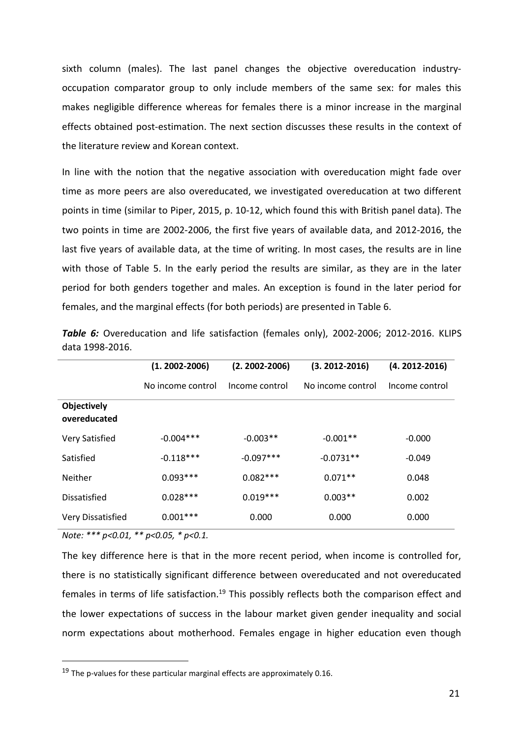sixth column (males). The last panel changes the objective overeducation industry-occupation comparator group to only include members of the same sex: for males this makes negligible difference whereas for females there is a minor increase in the marginal effects obtained post-estimation. The next section discusses these results in the context of the literature review and Korean context.

In line with the notion that the negative association with overeducation might fade over time as more peers are also overeducated, we investigated overeducation at two different points in time (similar to Piper, 2015, p. 10-12, which found this with British panel data). The two points in time are 2002-2006, the first five years of available data, and 2012-2016, the last five years of available data, at the time of writing. In most cases, the results are in line with those of Table 5. In the early period the results are similar, as they are in the later period for both genders together and males. An exception is found in the later period for females, and the marginal effects (for both periods) are presented in Table 6.

***Table 6:*** Overeducation and life satisfaction (females only), 2002-2006; 2012-2016. KLIPS data 1998-2016.

| | (1. 2002-2006) | (2. 2002-2006) | (3. 2012-2016) | (4. 2012-2016) |
|---|---|---|---|---|
| | No income control | Income control | No income control | Income control |
| **Objectively overeducated** | | | | |
| Very Satisfied | -0.004*** | -0.003** | -0.001** | -0.000 |
| Satisfied | -0.118*** | -0.097*** | -0.0731** | -0.049 |
| Neither | 0.093*** | 0.082*** | 0.071** | 0.048 |
| Dissatisfied | 0.028*** | 0.019*** | 0.003** | 0.002 |
| Very Dissatisfied | 0.001*** | 0.000 | 0.000 | 0.000 |

*Note: *** p<0.01, ** p<0.05, * p<0.1.*

The key difference here is that in the more recent period, when income is controlled for, there is no statistically significant difference between overeducated and not overeducated females in terms of life satisfaction.[19] This possibly reflects both the comparison effect and the lower expectations of success in the labour market given gender inequality and social norm expectations about motherhood. Females engage in higher education even though

[19] The p-values for these particular marginal effects are approximately 0.16.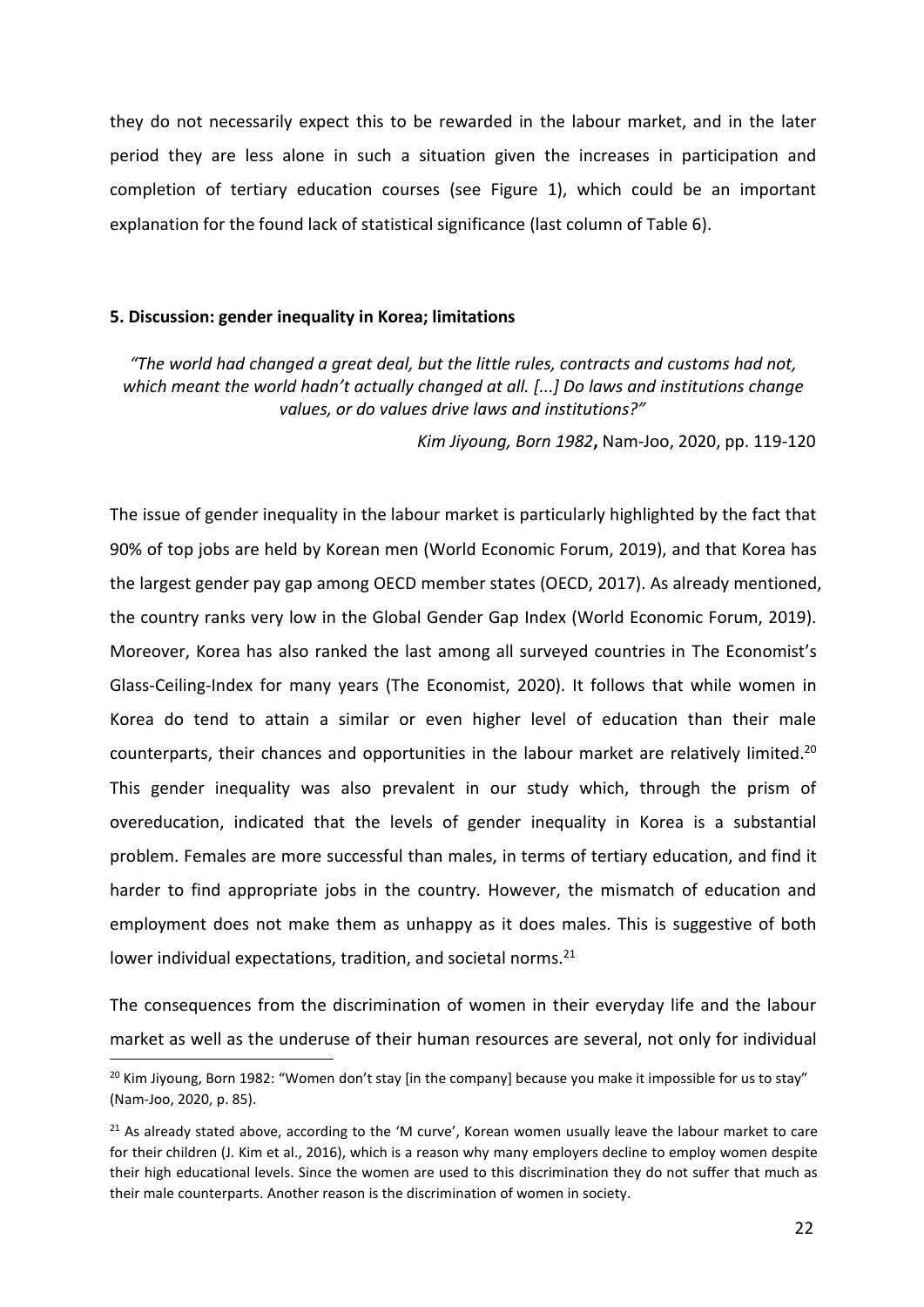they do not necessarily expect this to be rewarded in the labour market, and in the later period they are less alone in such a situation given the increases in participation and completion of tertiary education courses (see Figure 1), which could be an important explanation for the found lack of statistical significance (last column of Table 6).

## 5. Discussion: gender inequality in Korea; limitations

*"The world had changed a great deal, but the little rules, contracts and customs had not, which meant the world hadn't actually changed at all. [...] Do laws and institutions change values, or do values drive laws and institutions?"*

*Kim Jiyoung, Born 1982***,** Nam-Joo, 2020, pp. 119-120

The issue of gender inequality in the labour market is particularly highlighted by the fact that 90% of top jobs are held by Korean men (World Economic Forum, 2019), and that Korea has the largest gender pay gap among OECD member states (OECD, 2017). As already mentioned, the country ranks very low in the Global Gender Gap Index (World Economic Forum, 2019). Moreover, Korea has also ranked the last among all surveyed countries in The Economist's Glass-Ceiling-Index for many years (The Economist, 2020). It follows that while women in Korea do tend to attain a similar or even higher level of education than their male counterparts, their chances and opportunities in the labour market are relatively limited.[20] This gender inequality was also prevalent in our study which, through the prism of overeducation, indicated that the levels of gender inequality in Korea is a substantial problem. Females are more successful than males, in terms of tertiary education, and find it harder to find appropriate jobs in the country. However, the mismatch of education and employment does not make them as unhappy as it does males. This is suggestive of both lower individual expectations, tradition, and societal norms.[21]

The consequences from the discrimination of women in their everyday life and the labour market as well as the underuse of their human resources are several, not only for individual

[20] Kim Jiyoung, Born 1982: "Women don't stay [in the company] because you make it impossible for us to stay" (Nam-Joo, 2020, p. 85).

[21] As already stated above, according to the 'M curve', Korean women usually leave the labour market to care for their children (J. Kim et al., 2016), which is a reason why many employers decline to employ women despite their high educational levels. Since the women are used to this discrimination they do not suffer that much as their male counterparts. Another reason is the discrimination of women in society.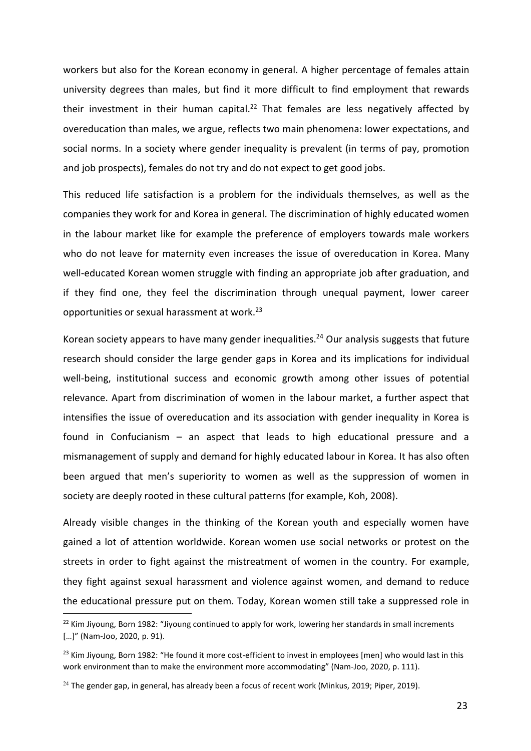workers but also for the Korean economy in general. A higher percentage of females attain university degrees than males, but find it more difficult to find employment that rewards their investment in their human capital.[22] That females are less negatively affected by overeducation than males, we argue, reflects two main phenomena: lower expectations, and social norms. In a society where gender inequality is prevalent (in terms of pay, promotion and job prospects), females do not try and do not expect to get good jobs.

This reduced life satisfaction is a problem for the individuals themselves, as well as the companies they work for and Korea in general. The discrimination of highly educated women in the labour market like for example the preference of employers towards male workers who do not leave for maternity even increases the issue of overeducation in Korea. Many well-educated Korean women struggle with finding an appropriate job after graduation, and if they find one, they feel the discrimination through unequal payment, lower career opportunities or sexual harassment at work.[23]

Korean society appears to have many gender inequalities.[24] Our analysis suggests that future research should consider the large gender gaps in Korea and its implications for individual well-being, institutional success and economic growth among other issues of potential relevance. Apart from discrimination of women in the labour market, a further aspect that intensifies the issue of overeducation and its association with gender inequality in Korea is found in Confucianism – an aspect that leads to high educational pressure and a mismanagement of supply and demand for highly educated labour in Korea. It has also often been argued that men's superiority to women as well as the suppression of women in society are deeply rooted in these cultural patterns (for example, Koh, 2008).

Already visible changes in the thinking of the Korean youth and especially women have gained a lot of attention worldwide. Korean women use social networks or protest on the streets in order to fight against the mistreatment of women in the country. For example, they fight against sexual harassment and violence against women, and demand to reduce the educational pressure put on them. Today, Korean women still take a suppressed role in

---

[22] Kim Jiyoung, Born 1982: "Jiyoung continued to apply for work, lowering her standards in small increments […]" (Nam-Joo, 2020, p. 91).

[23] Kim Jiyoung, Born 1982: "He found it more cost-efficient to invest in employees [men] who would last in this work environment than to make the environment more accommodating" (Nam-Joo, 2020, p. 111).

[24] The gender gap, in general, has already been a focus of recent work (Minkus, 2019; Piper, 2019).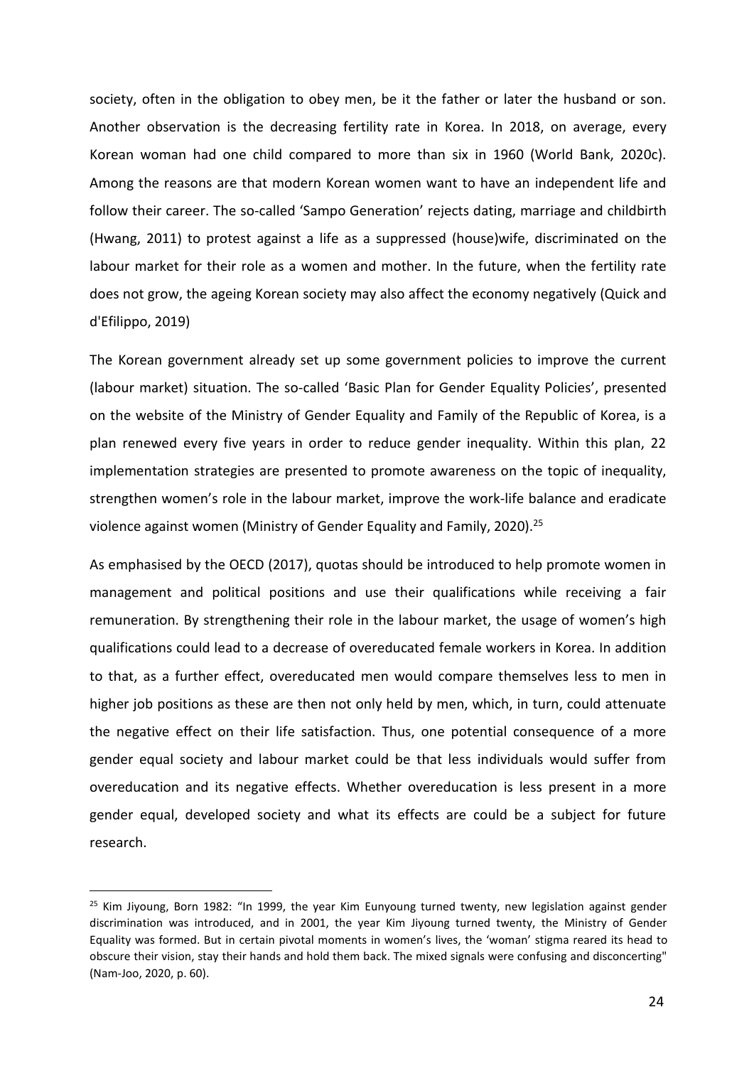society, often in the obligation to obey men, be it the father or later the husband or son. Another observation is the decreasing fertility rate in Korea. In 2018, on average, every Korean woman had one child compared to more than six in 1960 (World Bank, 2020c). Among the reasons are that modern Korean women want to have an independent life and follow their career. The so-called 'Sampo Generation' rejects dating, marriage and childbirth (Hwang, 2011) to protest against a life as a suppressed (house)wife, discriminated on the labour market for their role as a women and mother. In the future, when the fertility rate does not grow, the ageing Korean society may also affect the economy negatively (Quick and d'Efilippo, 2019)

The Korean government already set up some government policies to improve the current (labour market) situation. The so-called 'Basic Plan for Gender Equality Policies', presented on the website of the Ministry of Gender Equality and Family of the Republic of Korea, is a plan renewed every five years in order to reduce gender inequality. Within this plan, 22 implementation strategies are presented to promote awareness on the topic of inequality, strengthen women's role in the labour market, improve the work-life balance and eradicate violence against women (Ministry of Gender Equality and Family, 2020).[25]

As emphasised by the OECD (2017), quotas should be introduced to help promote women in management and political positions and use their qualifications while receiving a fair remuneration. By strengthening their role in the labour market, the usage of women's high qualifications could lead to a decrease of overeducated female workers in Korea. In addition to that, as a further effect, overeducated men would compare themselves less to men in higher job positions as these are then not only held by men, which, in turn, could attenuate the negative effect on their life satisfaction. Thus, one potential consequence of a more gender equal society and labour market could be that less individuals would suffer from overeducation and its negative effects. Whether overeducation is less present in a more gender equal, developed society and what its effects are could be a subject for future research.

[25] Kim Jiyoung, Born 1982: "In 1999, the year Kim Eunyoung turned twenty, new legislation against gender discrimination was introduced, and in 2001, the year Kim Jiyoung turned twenty, the Ministry of Gender Equality was formed. But in certain pivotal moments in women's lives, the 'woman' stigma reared its head to obscure their vision, stay their hands and hold them back. The mixed signals were confusing and disconcerting" (Nam-Joo, 2020, p. 60).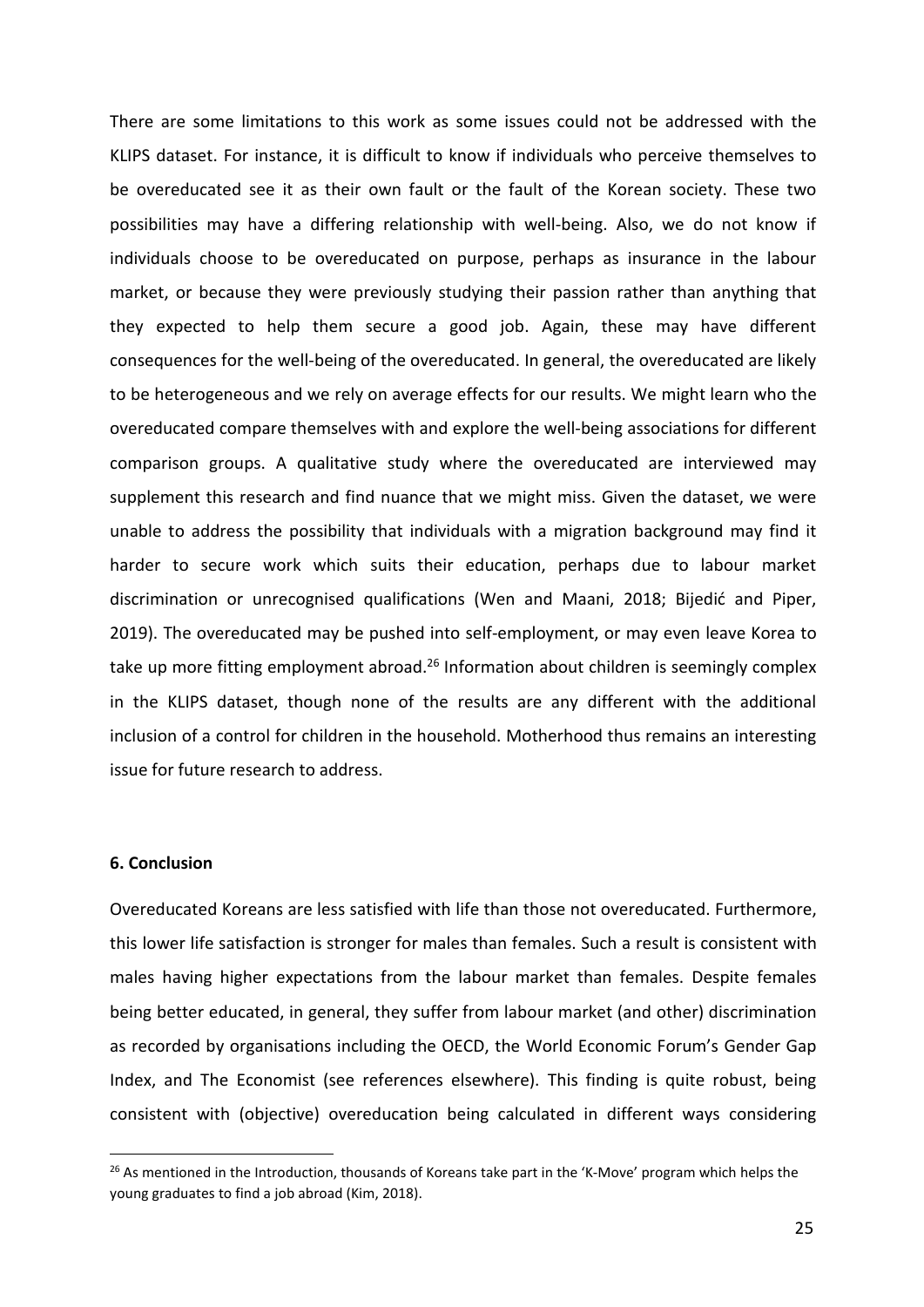There are some limitations to this work as some issues could not be addressed with the KLIPS dataset. For instance, it is difficult to know if individuals who perceive themselves to be overeducated see it as their own fault or the fault of the Korean society. These two possibilities may have a differing relationship with well-being. Also, we do not know if individuals choose to be overeducated on purpose, perhaps as insurance in the labour market, or because they were previously studying their passion rather than anything that they expected to help them secure a good job. Again, these may have different consequences for the well-being of the overeducated. In general, the overeducated are likely to be heterogeneous and we rely on average effects for our results. We might learn who the overeducated compare themselves with and explore the well-being associations for different comparison groups. A qualitative study where the overeducated are interviewed may supplement this research and find nuance that we might miss. Given the dataset, we were unable to address the possibility that individuals with a migration background may find it harder to secure work which suits their education, perhaps due to labour market discrimination or unrecognised qualifications (Wen and Maani, 2018; Bijedić and Piper, 2019). The overeducated may be pushed into self-employment, or may even leave Korea to take up more fitting employment abroad.[26] Information about children is seemingly complex in the KLIPS dataset, though none of the results are any different with the additional inclusion of a control for children in the household. Motherhood thus remains an interesting issue for future research to address.

## 6. Conclusion

Overeducated Koreans are less satisfied with life than those not overeducated. Furthermore, this lower life satisfaction is stronger for males than females. Such a result is consistent with males having higher expectations from the labour market than females. Despite females being better educated, in general, they suffer from labour market (and other) discrimination as recorded by organisations including the OECD, the World Economic Forum's Gender Gap Index, and The Economist (see references elsewhere). This finding is quite robust, being consistent with (objective) overeducation being calculated in different ways considering

[26] As mentioned in the Introduction, thousands of Koreans take part in the 'K-Move' program which helps the young graduates to find a job abroad (Kim, 2018).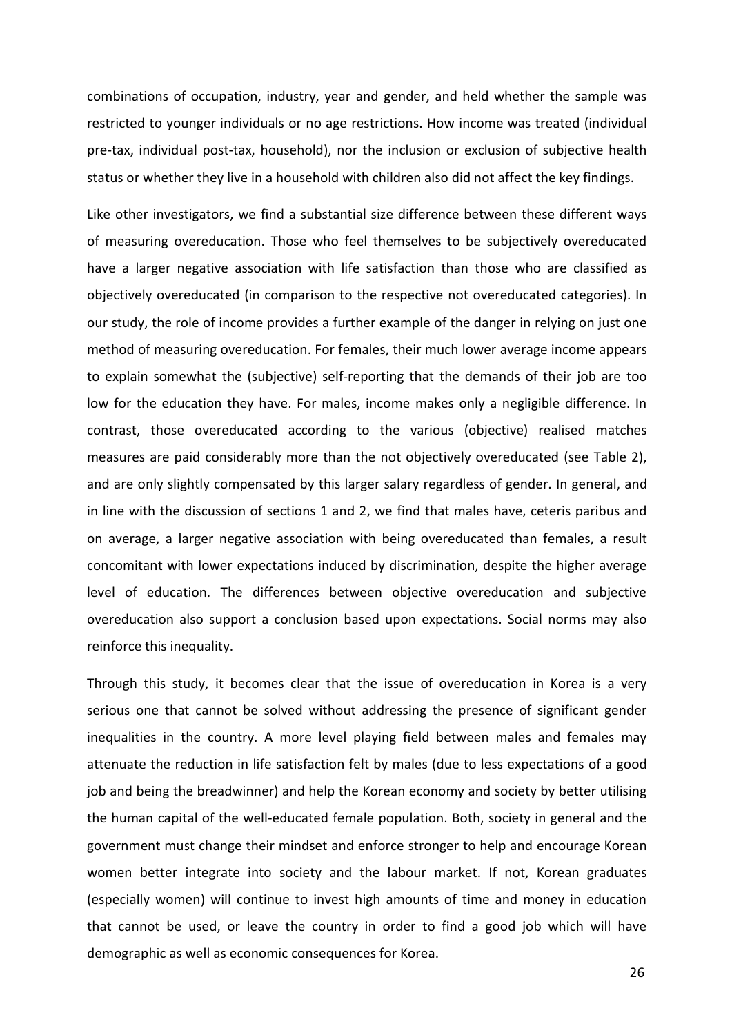combinations of occupation, industry, year and gender, and held whether the sample was restricted to younger individuals or no age restrictions. How income was treated (individual pre-tax, individual post-tax, household), nor the inclusion or exclusion of subjective health status or whether they live in a household with children also did not affect the key findings.

Like other investigators, we find a substantial size difference between these different ways of measuring overeducation. Those who feel themselves to be subjectively overeducated have a larger negative association with life satisfaction than those who are classified as objectively overeducated (in comparison to the respective not overeducated categories). In our study, the role of income provides a further example of the danger in relying on just one method of measuring overeducation. For females, their much lower average income appears to explain somewhat the (subjective) self-reporting that the demands of their job are too low for the education they have. For males, income makes only a negligible difference. In contrast, those overeducated according to the various (objective) realised matches measures are paid considerably more than the not objectively overeducated (see Table 2), and are only slightly compensated by this larger salary regardless of gender. In general, and in line with the discussion of sections 1 and 2, we find that males have, ceteris paribus and on average, a larger negative association with being overeducated than females, a result concomitant with lower expectations induced by discrimination, despite the higher average level of education. The differences between objective overeducation and subjective overeducation also support a conclusion based upon expectations. Social norms may also reinforce this inequality.

Through this study, it becomes clear that the issue of overeducation in Korea is a very serious one that cannot be solved without addressing the presence of significant gender inequalities in the country. A more level playing field between males and females may attenuate the reduction in life satisfaction felt by males (due to less expectations of a good job and being the breadwinner) and help the Korean economy and society by better utilising the human capital of the well-educated female population. Both, society in general and the government must change their mindset and enforce stronger to help and encourage Korean women better integrate into society and the labour market. If not, Korean graduates (especially women) will continue to invest high amounts of time and money in education that cannot be used, or leave the country in order to find a good job which will have demographic as well as economic consequences for Korea.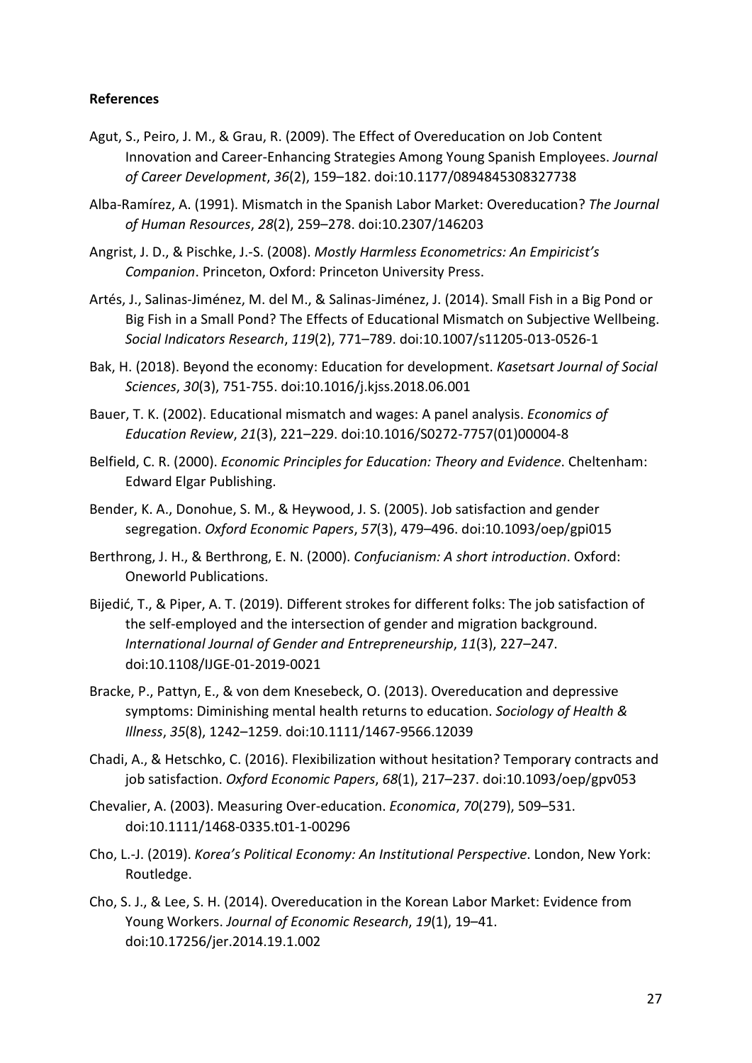**References**

Agut, S., Peiro, J. M., & Grau, R. (2009). The Effect of Overeducation on Job Content Innovation and Career-Enhancing Strategies Among Young Spanish Employees. *Journal of Career Development*, *36*(2), 159–182. doi:10.1177/0894845308327738

Alba-Ramírez, A. (1991). Mismatch in the Spanish Labor Market: Overeducation? *The Journal of Human Resources*, *28*(2), 259–278. doi:10.2307/146203

Angrist, J. D., & Pischke, J.-S. (2008). *Mostly Harmless Econometrics: An Empiricist's Companion*. Princeton, Oxford: Princeton University Press.

Artés, J., Salinas-Jiménez, M. del M., & Salinas-Jiménez, J. (2014). Small Fish in a Big Pond or Big Fish in a Small Pond? The Effects of Educational Mismatch on Subjective Wellbeing. *Social Indicators Research*, *119*(2), 771–789. doi:10.1007/s11205-013-0526-1

Bak, H. (2018). Beyond the economy: Education for development. *Kasetsart Journal of Social Sciences*, *30*(3), 751-755. doi:10.1016/j.kjss.2018.06.001

Bauer, T. K. (2002). Educational mismatch and wages: A panel analysis. *Economics of Education Review*, *21*(3), 221–229. doi:10.1016/S0272-7757(01)00004-8

Belfield, C. R. (2000). *Economic Principles for Education: Theory and Evidence*. Cheltenham: Edward Elgar Publishing.

Bender, K. A., Donohue, S. M., & Heywood, J. S. (2005). Job satisfaction and gender segregation. *Oxford Economic Papers*, *57*(3), 479–496. doi:10.1093/oep/gpi015

Berthrong, J. H., & Berthrong, E. N. (2000). *Confucianism: A short introduction*. Oxford: Oneworld Publications.

Bijedić, T., & Piper, A. T. (2019). Different strokes for different folks: The job satisfaction of the self-employed and the intersection of gender and migration background. *International Journal of Gender and Entrepreneurship*, *11*(3), 227–247. doi:10.1108/IJGE-01-2019-0021

Bracke, P., Pattyn, E., & von dem Knesebeck, O. (2013). Overeducation and depressive symptoms: Diminishing mental health returns to education. *Sociology of Health & Illness*, *35*(8), 1242–1259. doi:10.1111/1467-9566.12039

Chadi, A., & Hetschko, C. (2016). Flexibilization without hesitation? Temporary contracts and job satisfaction. *Oxford Economic Papers*, *68*(1), 217–237. doi:10.1093/oep/gpv053

Chevalier, A. (2003). Measuring Over-education. *Economica*, *70*(279), 509–531. doi:10.1111/1468-0335.t01-1-00296

Cho, L.-J. (2019). *Korea's Political Economy: An Institutional Perspective*. London, New York: Routledge.

Cho, S. J., & Lee, S. H. (2014). Overeducation in the Korean Labor Market: Evidence from Young Workers. *Journal of Economic Research*, *19*(1), 19–41. doi:10.17256/jer.2014.19.1.002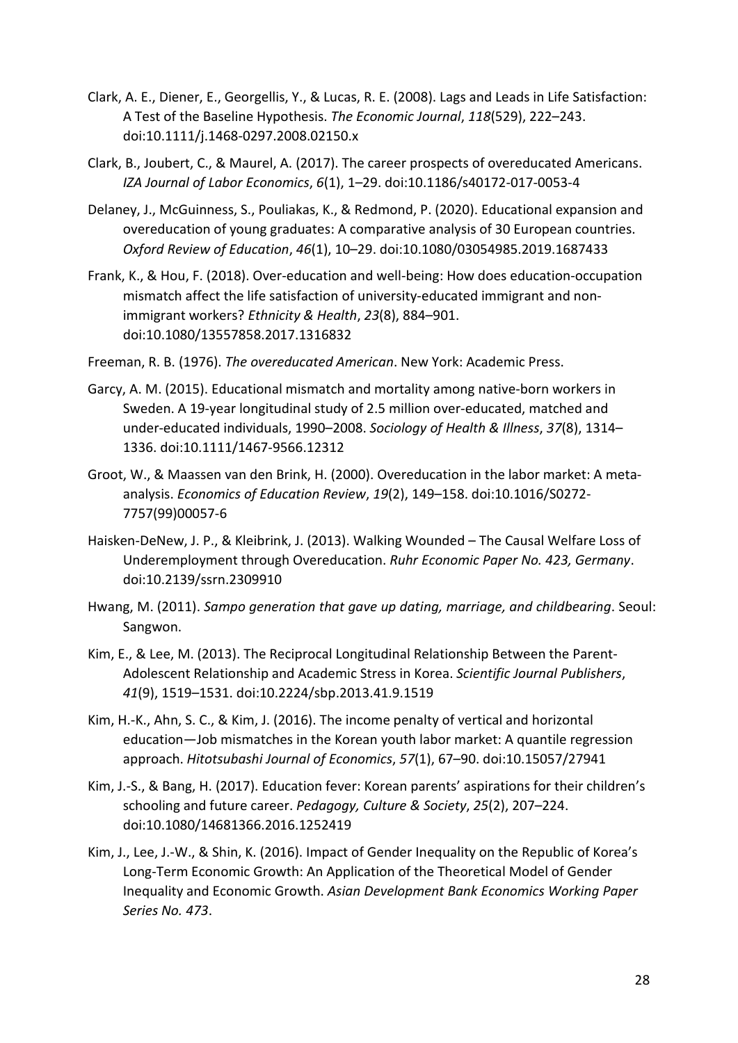Clark, A. E., Diener, E., Georgellis, Y., & Lucas, R. E. (2008). Lags and Leads in Life Satisfaction: A Test of the Baseline Hypothesis. *The Economic Journal*, *118*(529), 222–243. doi:10.1111/j.1468-0297.2008.02150.x

Clark, B., Joubert, C., & Maurel, A. (2017). The career prospects of overeducated Americans. *IZA Journal of Labor Economics*, *6*(1), 1–29. doi:10.1186/s40172-017-0053-4

Delaney, J., McGuinness, S., Pouliakas, K., & Redmond, P. (2020). Educational expansion and overeducation of young graduates: A comparative analysis of 30 European countries. *Oxford Review of Education*, *46*(1), 10–29. doi:10.1080/03054985.2019.1687433

Frank, K., & Hou, F. (2018). Over-education and well-being: How does education-occupation mismatch affect the life satisfaction of university-educated immigrant and non-immigrant workers? *Ethnicity & Health*, *23*(8), 884–901. doi:10.1080/13557858.2017.1316832

Freeman, R. B. (1976). *The overeducated American*. New York: Academic Press.

Garcy, A. M. (2015). Educational mismatch and mortality among native-born workers in Sweden. A 19-year longitudinal study of 2.5 million over-educated, matched and under-educated individuals, 1990–2008. *Sociology of Health & Illness*, *37*(8), 1314–1336. doi:10.1111/1467-9566.12312

Groot, W., & Maassen van den Brink, H. (2000). Overeducation in the labor market: A meta-analysis. *Economics of Education Review*, *19*(2), 149–158. doi:10.1016/S0272-7757(99)00057-6

Haisken-DeNew, J. P., & Kleibrink, J. (2013). Walking Wounded – The Causal Welfare Loss of Underemployment through Overeducation. *Ruhr Economic Paper No. 423, Germany*. doi:10.2139/ssrn.2309910

Hwang, M. (2011). *Sampo generation that gave up dating, marriage, and childbearing*. Seoul: Sangwon.

Kim, E., & Lee, M. (2013). The Reciprocal Longitudinal Relationship Between the Parent-Adolescent Relationship and Academic Stress in Korea. *Scientific Journal Publishers*, *41*(9), 1519–1531. doi:10.2224/sbp.2013.41.9.1519

Kim, H.-K., Ahn, S. C., & Kim, J. (2016). The income penalty of vertical and horizontal education—Job mismatches in the Korean youth labor market: A quantile regression approach. *Hitotsubashi Journal of Economics*, *57*(1), 67–90. doi:10.15057/27941

Kim, J.-S., & Bang, H. (2017). Education fever: Korean parents' aspirations for their children's schooling and future career. *Pedagogy, Culture & Society*, *25*(2), 207–224. doi:10.1080/14681366.2016.1252419

Kim, J., Lee, J.-W., & Shin, K. (2016). Impact of Gender Inequality on the Republic of Korea's Long-Term Economic Growth: An Application of the Theoretical Model of Gender Inequality and Economic Growth. *Asian Development Bank Economics Working Paper Series No. 473*.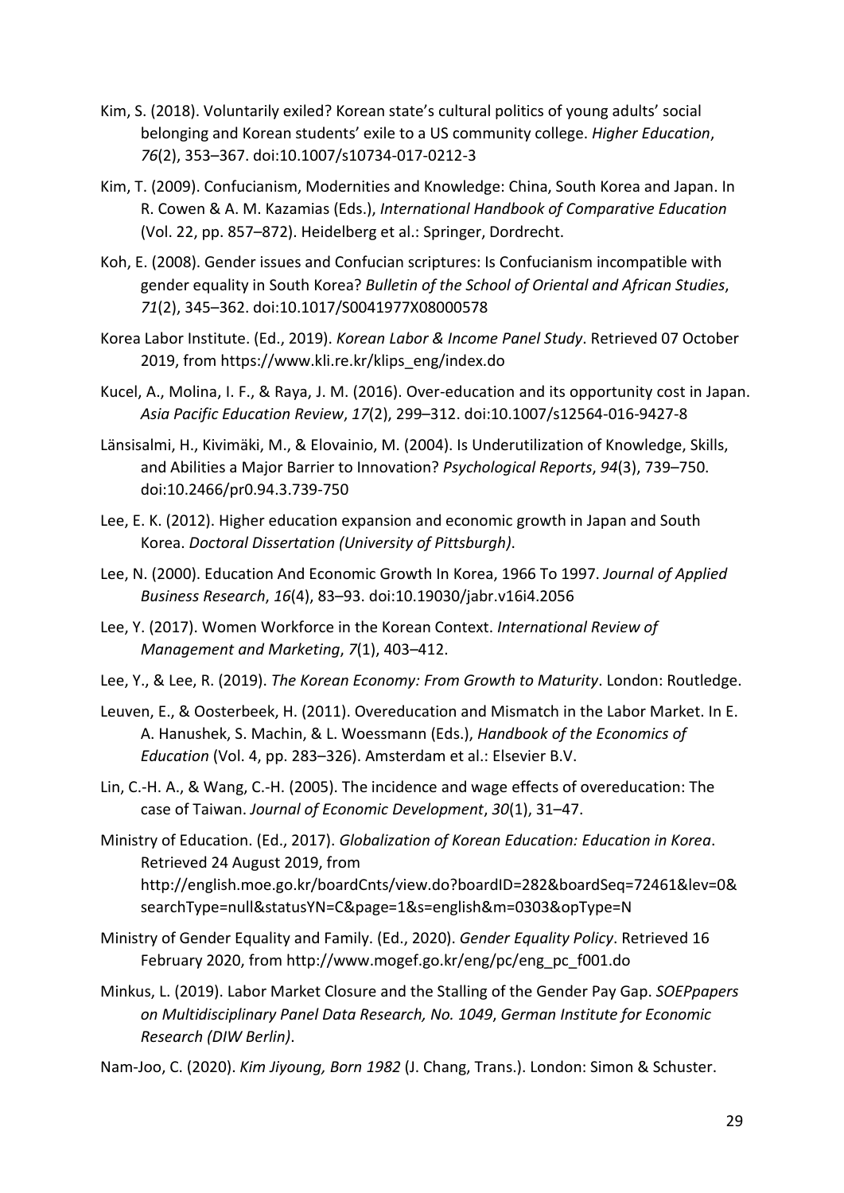Kim, S. (2018). Voluntarily exiled? Korean state's cultural politics of young adults' social belonging and Korean students' exile to a US community college. *Higher Education*, *76*(2), 353–367. doi:10.1007/s10734-017-0212-3

Kim, T. (2009). Confucianism, Modernities and Knowledge: China, South Korea and Japan. In R. Cowen & A. M. Kazamias (Eds.), *International Handbook of Comparative Education* (Vol. 22, pp. 857–872). Heidelberg et al.: Springer, Dordrecht.

Koh, E. (2008). Gender issues and Confucian scriptures: Is Confucianism incompatible with gender equality in South Korea? *Bulletin of the School of Oriental and African Studies*, *71*(2), 345–362. doi:10.1017/S0041977X08000578

Korea Labor Institute. (Ed., 2019). *Korean Labor & Income Panel Study*. Retrieved 07 October 2019, from https://www.kli.re.kr/klips_eng/index.do

Kucel, A., Molina, I. F., & Raya, J. M. (2016). Over-education and its opportunity cost in Japan. *Asia Pacific Education Review*, *17*(2), 299–312. doi:10.1007/s12564-016-9427-8

Länsisalmi, H., Kivimäki, M., & Elovainio, M. (2004). Is Underutilization of Knowledge, Skills, and Abilities a Major Barrier to Innovation? *Psychological Reports*, *94*(3), 739–750. doi:10.2466/pr0.94.3.739-750

Lee, E. K. (2012). Higher education expansion and economic growth in Japan and South Korea. *Doctoral Dissertation (University of Pittsburgh)*.

Lee, N. (2000). Education And Economic Growth In Korea, 1966 To 1997. *Journal of Applied Business Research*, *16*(4), 83–93. doi:10.19030/jabr.v16i4.2056

Lee, Y. (2017). Women Workforce in the Korean Context. *International Review of Management and Marketing*, *7*(1), 403–412.

Lee, Y., & Lee, R. (2019). *The Korean Economy: From Growth to Maturity*. London: Routledge.

Leuven, E., & Oosterbeek, H. (2011). Overeducation and Mismatch in the Labor Market. In E. A. Hanushek, S. Machin, & L. Woessmann (Eds.), *Handbook of the Economics of Education* (Vol. 4, pp. 283–326). Amsterdam et al.: Elsevier B.V.

Lin, C.-H. A., & Wang, C.-H. (2005). The incidence and wage effects of overeducation: The case of Taiwan. *Journal of Economic Development*, *30*(1), 31–47.

Ministry of Education. (Ed., 2017). *Globalization of Korean Education: Education in Korea*. Retrieved 24 August 2019, from http://english.moe.go.kr/boardCnts/view.do?boardID=282&boardSeq=72461&lev=0&searchType=null&statusYN=C&page=1&s=english&m=0303&opType=N

Ministry of Gender Equality and Family. (Ed., 2020). *Gender Equality Policy*. Retrieved 16 February 2020, from http://www.mogef.go.kr/eng/pc/eng_pc_f001.do

Minkus, L. (2019). Labor Market Closure and the Stalling of the Gender Pay Gap. *SOEPpapers on Multidisciplinary Panel Data Research, No. 1049*, *German Institute for Economic Research (DIW Berlin)*.

Nam-Joo, C. (2020). *Kim Jiyoung, Born 1982* (J. Chang, Trans.). London: Simon & Schuster.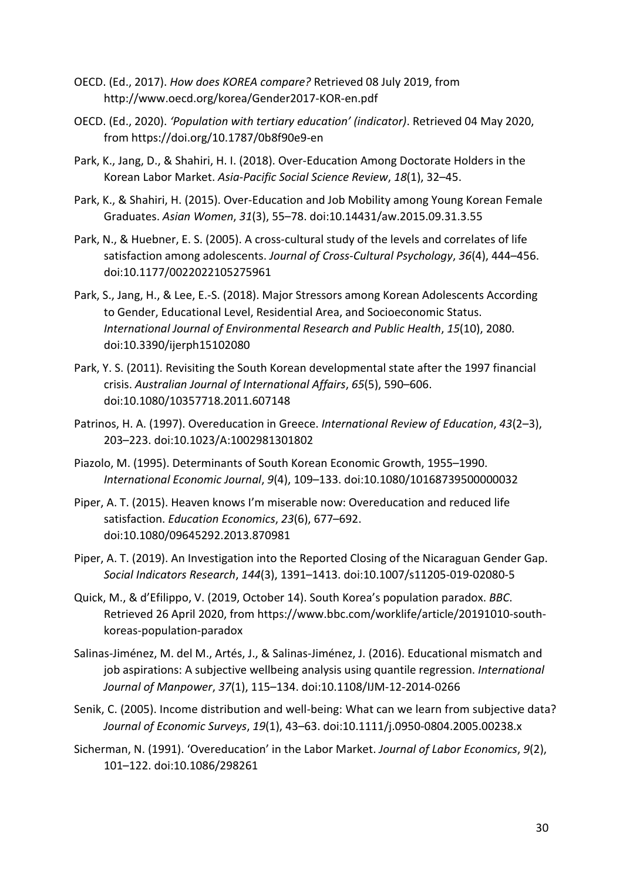OECD. (Ed., 2017). *How does KOREA compare?* Retrieved 08 July 2019, from http://www.oecd.org/korea/Gender2017-KOR-en.pdf

OECD. (Ed., 2020). *'Population with tertiary education' (indicator)*. Retrieved 04 May 2020, from https://doi.org/10.1787/0b8f90e9-en

Park, K., Jang, D., & Shahiri, H. I. (2018). Over-Education Among Doctorate Holders in the Korean Labor Market. *Asia-Pacific Social Science Review*, *18*(1), 32–45.

Park, K., & Shahiri, H. (2015). Over-Education and Job Mobility among Young Korean Female Graduates. *Asian Women*, *31*(3), 55–78. doi:10.14431/aw.2015.09.31.3.55

Park, N., & Huebner, E. S. (2005). A cross-cultural study of the levels and correlates of life satisfaction among adolescents. *Journal of Cross-Cultural Psychology*, *36*(4), 444–456. doi:10.1177/0022022105275961

Park, S., Jang, H., & Lee, E.-S. (2018). Major Stressors among Korean Adolescents According to Gender, Educational Level, Residential Area, and Socioeconomic Status. *International Journal of Environmental Research and Public Health*, *15*(10), 2080. doi:10.3390/ijerph15102080

Park, Y. S. (2011). Revisiting the South Korean developmental state after the 1997 financial crisis. *Australian Journal of International Affairs*, *65*(5), 590–606. doi:10.1080/10357718.2011.607148

Patrinos, H. A. (1997). Overeducation in Greece. *International Review of Education*, *43*(2–3), 203–223. doi:10.1023/A:1002981301802

Piazolo, M. (1995). Determinants of South Korean Economic Growth, 1955–1990. *International Economic Journal*, *9*(4), 109–133. doi:10.1080/10168739500000032

Piper, A. T. (2015). Heaven knows I'm miserable now: Overeducation and reduced life satisfaction. *Education Economics*, *23*(6), 677–692. doi:10.1080/09645292.2013.870981

Piper, A. T. (2019). An Investigation into the Reported Closing of the Nicaraguan Gender Gap. *Social Indicators Research*, *144*(3), 1391–1413. doi:10.1007/s11205-019-02080-5

Quick, M., & d'Efilippo, V. (2019, October 14). South Korea's population paradox. *BBC*. Retrieved 26 April 2020, from https://www.bbc.com/worklife/article/20191010-south-koreas-population-paradox

Salinas-Jiménez, M. del M., Artés, J., & Salinas-Jiménez, J. (2016). Educational mismatch and job aspirations: A subjective wellbeing analysis using quantile regression. *International Journal of Manpower*, *37*(1), 115–134. doi:10.1108/IJM-12-2014-0266

Senik, C. (2005). Income distribution and well-being: What can we learn from subjective data? *Journal of Economic Surveys*, *19*(1), 43–63. doi:10.1111/j.0950-0804.2005.00238.x

Sicherman, N. (1991). 'Overeducation' in the Labor Market. *Journal of Labor Economics*, *9*(2), 101–122. doi:10.1086/298261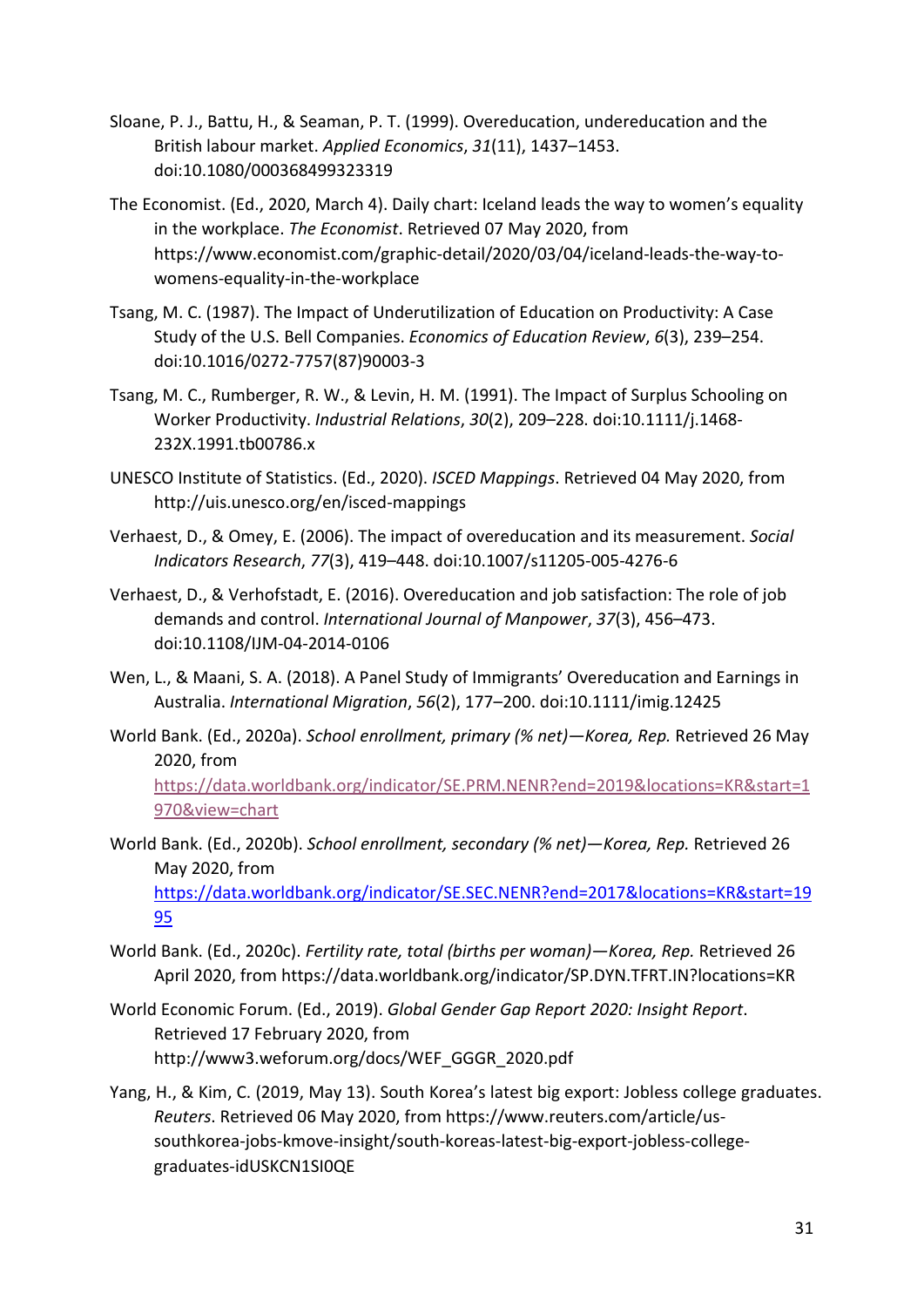Sloane, P. J., Battu, H., & Seaman, P. T. (1999). Overeducation, undereducation and the British labour market. *Applied Economics*, *31*(11), 1437–1453. doi:10.1080/000368499323319

The Economist. (Ed., 2020, March 4). Daily chart: Iceland leads the way to women's equality in the workplace. *The Economist*. Retrieved 07 May 2020, from https://www.economist.com/graphic-detail/2020/03/04/iceland-leads-the-way-to-womens-equality-in-the-workplace

Tsang, M. C. (1987). The Impact of Underutilization of Education on Productivity: A Case Study of the U.S. Bell Companies. *Economics of Education Review*, *6*(3), 239–254. doi:10.1016/0272-7757(87)90003-3

Tsang, M. C., Rumberger, R. W., & Levin, H. M. (1991). The Impact of Surplus Schooling on Worker Productivity. *Industrial Relations*, *30*(2), 209–228. doi:10.1111/j.1468-232X.1991.tb00786.x

UNESCO Institute of Statistics. (Ed., 2020). *ISCED Mappings*. Retrieved 04 May 2020, from http://uis.unesco.org/en/isced-mappings

Verhaest, D., & Omey, E. (2006). The impact of overeducation and its measurement. *Social Indicators Research*, *77*(3), 419–448. doi:10.1007/s11205-005-4276-6

Verhaest, D., & Verhofstadt, E. (2016). Overeducation and job satisfaction: The role of job demands and control. *International Journal of Manpower*, *37*(3), 456–473. doi:10.1108/IJM-04-2014-0106

Wen, L., & Maani, S. A. (2018). A Panel Study of Immigrants' Overeducation and Earnings in Australia. *International Migration*, *56*(2), 177–200. doi:10.1111/imig.12425

World Bank. (Ed., 2020a). *School enrollment, primary (% net)—Korea, Rep.* Retrieved 26 May 2020, from https://data.worldbank.org/indicator/SE.PRM.NENR?end=2019&locations=KR&start=1970&view=chart

World Bank. (Ed., 2020b). *School enrollment, secondary (% net)—Korea, Rep.* Retrieved 26 May 2020, from https://data.worldbank.org/indicator/SE.SEC.NENR?end=2017&locations=KR&start=1995

World Bank. (Ed., 2020c). *Fertility rate, total (births per woman)—Korea, Rep.* Retrieved 26 April 2020, from https://data.worldbank.org/indicator/SP.DYN.TFRT.IN?locations=KR

World Economic Forum. (Ed., 2019). *Global Gender Gap Report 2020: Insight Report*. Retrieved 17 February 2020, from http://www3.weforum.org/docs/WEF_GGGR_2020.pdf

Yang, H., & Kim, C. (2019, May 13). South Korea's latest big export: Jobless college graduates. *Reuters*. Retrieved 06 May 2020, from https://www.reuters.com/article/us-southkorea-jobs-kmove-insight/south-koreas-latest-big-export-jobless-college-graduates-idUSKCN1SI0QE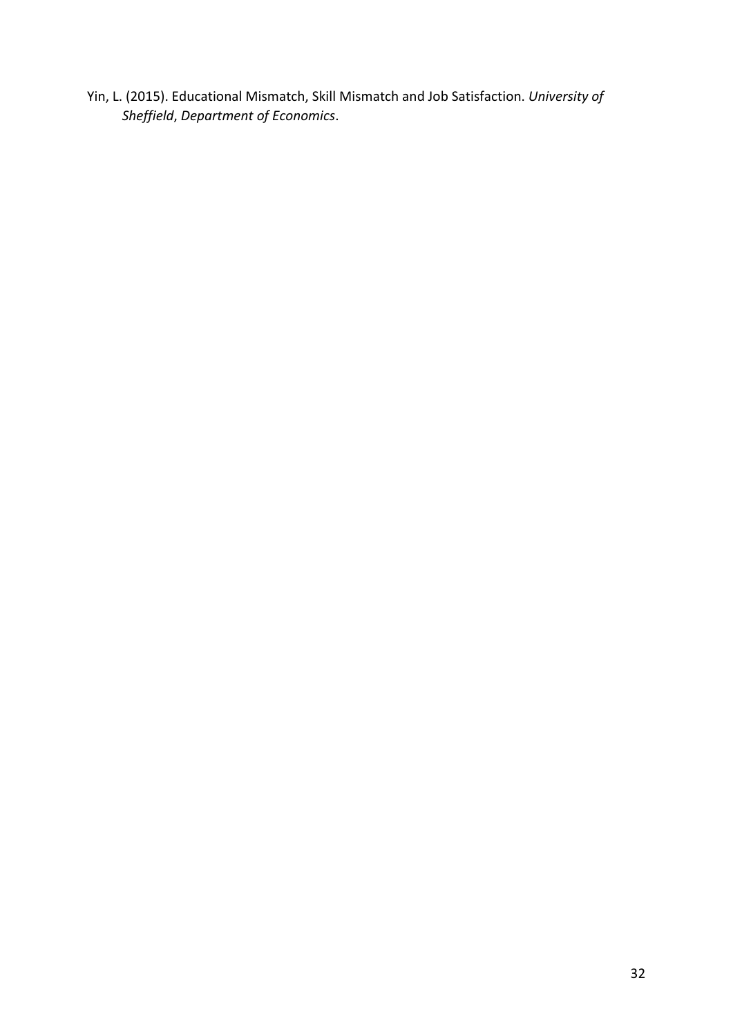Yin, L. (2015). Educational Mismatch, Skill Mismatch and Job Satisfaction. *University of Sheffield*, *Department of Economics*.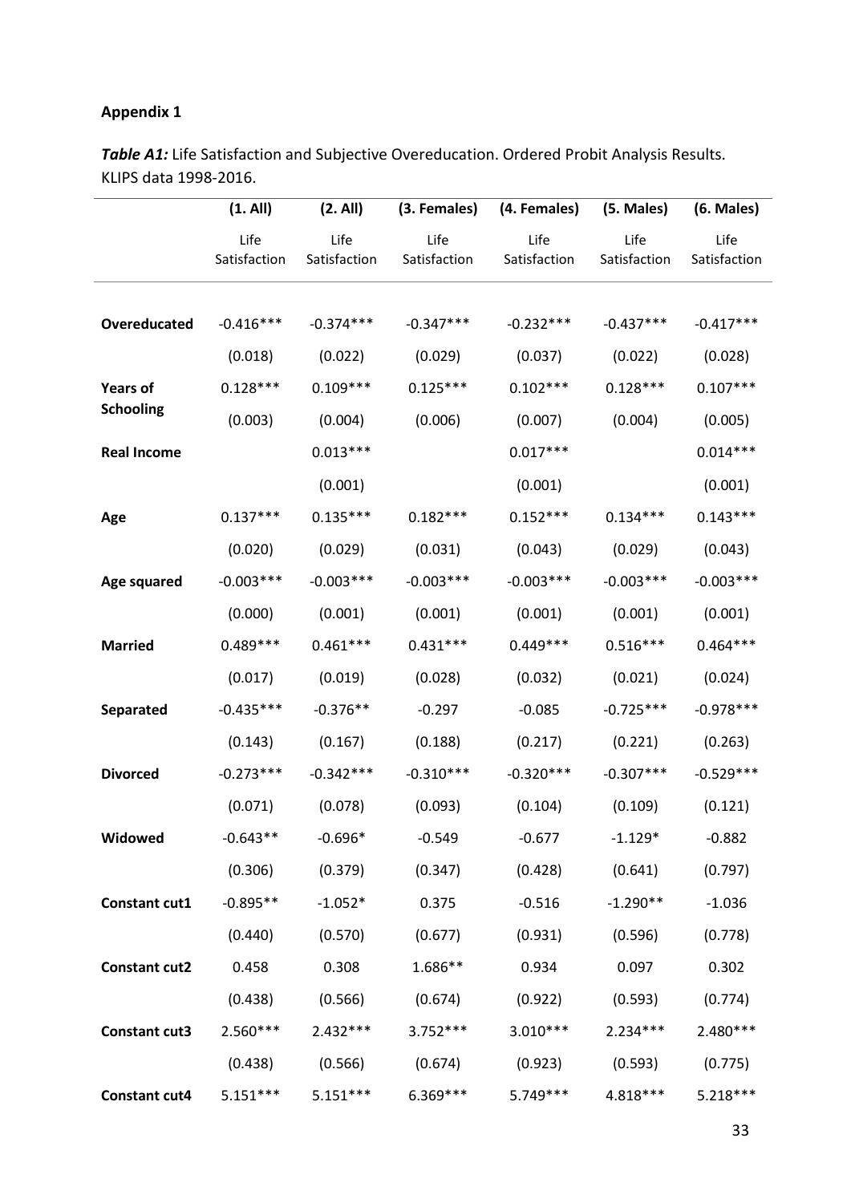**Appendix 1**

***Table A1:*** Life Satisfaction and Subjective Overeducation. Ordered Probit Analysis Results. KLIPS data 1998-2016.

| | (1. All) | (2. All) | (3. Females) | (4. Females) | (5. Males) | (6. Males) |
|---|---|---|---|---|---|---|
| | Life Satisfaction | Life Satisfaction | Life Satisfaction | Life Satisfaction | Life Satisfaction | Life Satisfaction |
| **Overeducated** | -0.416*** | -0.374*** | -0.347*** | -0.232*** | -0.437*** | -0.417*** |
| | (0.018) | (0.022) | (0.029) | (0.037) | (0.022) | (0.028) |
| **Years of Schooling** | 0.128*** | 0.109*** | 0.125*** | 0.102*** | 0.128*** | 0.107*** |
| | (0.003) | (0.004) | (0.006) | (0.007) | (0.004) | (0.005) |
| **Real Income** | | 0.013*** | | 0.017*** | | 0.014*** |
| | | (0.001) | | (0.001) | | (0.001) |
| **Age** | 0.137*** | 0.135*** | 0.182*** | 0.152*** | 0.134*** | 0.143*** |
| | (0.020) | (0.029) | (0.031) | (0.043) | (0.029) | (0.043) |
| **Age squared** | -0.003*** | -0.003*** | -0.003*** | -0.003*** | -0.003*** | -0.003*** |
| | (0.000) | (0.001) | (0.001) | (0.001) | (0.001) | (0.001) |
| **Married** | 0.489*** | 0.461*** | 0.431*** | 0.449*** | 0.516*** | 0.464*** |
| | (0.017) | (0.019) | (0.028) | (0.032) | (0.021) | (0.024) |
| **Separated** | -0.435*** | -0.376** | -0.297 | -0.085 | -0.725*** | -0.978*** |
| | (0.143) | (0.167) | (0.188) | (0.217) | (0.221) | (0.263) |
| **Divorced** | -0.273*** | -0.342*** | -0.310*** | -0.320*** | -0.307*** | -0.529*** |
| | (0.071) | (0.078) | (0.093) | (0.104) | (0.109) | (0.121) |
| **Widowed** | -0.643** | -0.696* | -0.549 | -0.677 | -1.129* | -0.882 |
| | (0.306) | (0.379) | (0.347) | (0.428) | (0.641) | (0.797) |
| **Constant cut1** | -0.895** | -1.052* | 0.375 | -0.516 | -1.290** | -1.036 |
| | (0.440) | (0.570) | (0.677) | (0.931) | (0.596) | (0.778) |
| **Constant cut2** | 0.458 | 0.308 | 1.686** | 0.934 | 0.097 | 0.302 |
| | (0.438) | (0.566) | (0.674) | (0.922) | (0.593) | (0.774) |
| **Constant cut3** | 2.560*** | 2.432*** | 3.752*** | 3.010*** | 2.234*** | 2.480*** |
| | (0.438) | (0.566) | (0.674) | (0.923) | (0.593) | (0.775) |
| **Constant cut4** | 5.151*** | 5.151*** | 6.369*** | 5.749*** | 4.818*** | 5.218*** |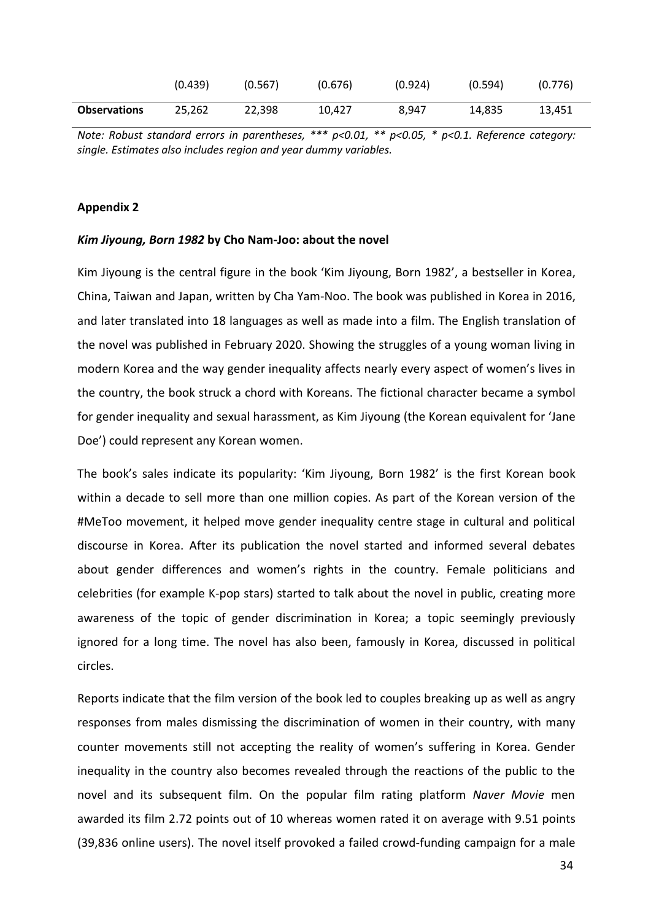| | (0.439) | (0.567) | (0.676) | (0.924) | (0.594) | (0.776) |
|---|---|---|---|---|---|---|
| **Observations** | 25,262 | 22,398 | 10,427 | 8,947 | 14,835 | 13,451 |

*Note: Robust standard errors in parentheses, \*\*\* p<0.01, \*\* p<0.05, \* p<0.1. Reference category: single. Estimates also includes region and year dummy variables.*

**Appendix 2**

***Kim Jiyoung, Born 1982* by Cho Nam-Joo: about the novel**

Kim Jiyoung is the central figure in the book 'Kim Jiyoung, Born 1982', a bestseller in Korea, China, Taiwan and Japan, written by Cha Yam-Noo. The book was published in Korea in 2016, and later translated into 18 languages as well as made into a film. The English translation of the novel was published in February 2020. Showing the struggles of a young woman living in modern Korea and the way gender inequality affects nearly every aspect of women's lives in the country, the book struck a chord with Koreans. The fictional character became a symbol for gender inequality and sexual harassment, as Kim Jiyoung (the Korean equivalent for 'Jane Doe') could represent any Korean women.

The book's sales indicate its popularity: 'Kim Jiyoung, Born 1982' is the first Korean book within a decade to sell more than one million copies. As part of the Korean version of the #MeToo movement, it helped move gender inequality centre stage in cultural and political discourse in Korea. After its publication the novel started and informed several debates about gender differences and women's rights in the country. Female politicians and celebrities (for example K-pop stars) started to talk about the novel in public, creating more awareness of the topic of gender discrimination in Korea; a topic seemingly previously ignored for a long time. The novel has also been, famously in Korea, discussed in political circles.

Reports indicate that the film version of the book led to couples breaking up as well as angry responses from males dismissing the discrimination of women in their country, with many counter movements still not accepting the reality of women's suffering in Korea. Gender inequality in the country also becomes revealed through the reactions of the public to the novel and its subsequent film. On the popular film rating platform *Naver Movie* men awarded its film 2.72 points out of 10 whereas women rated it on average with 9.51 points (39,836 online users). The novel itself provoked a failed crowd-funding campaign for a male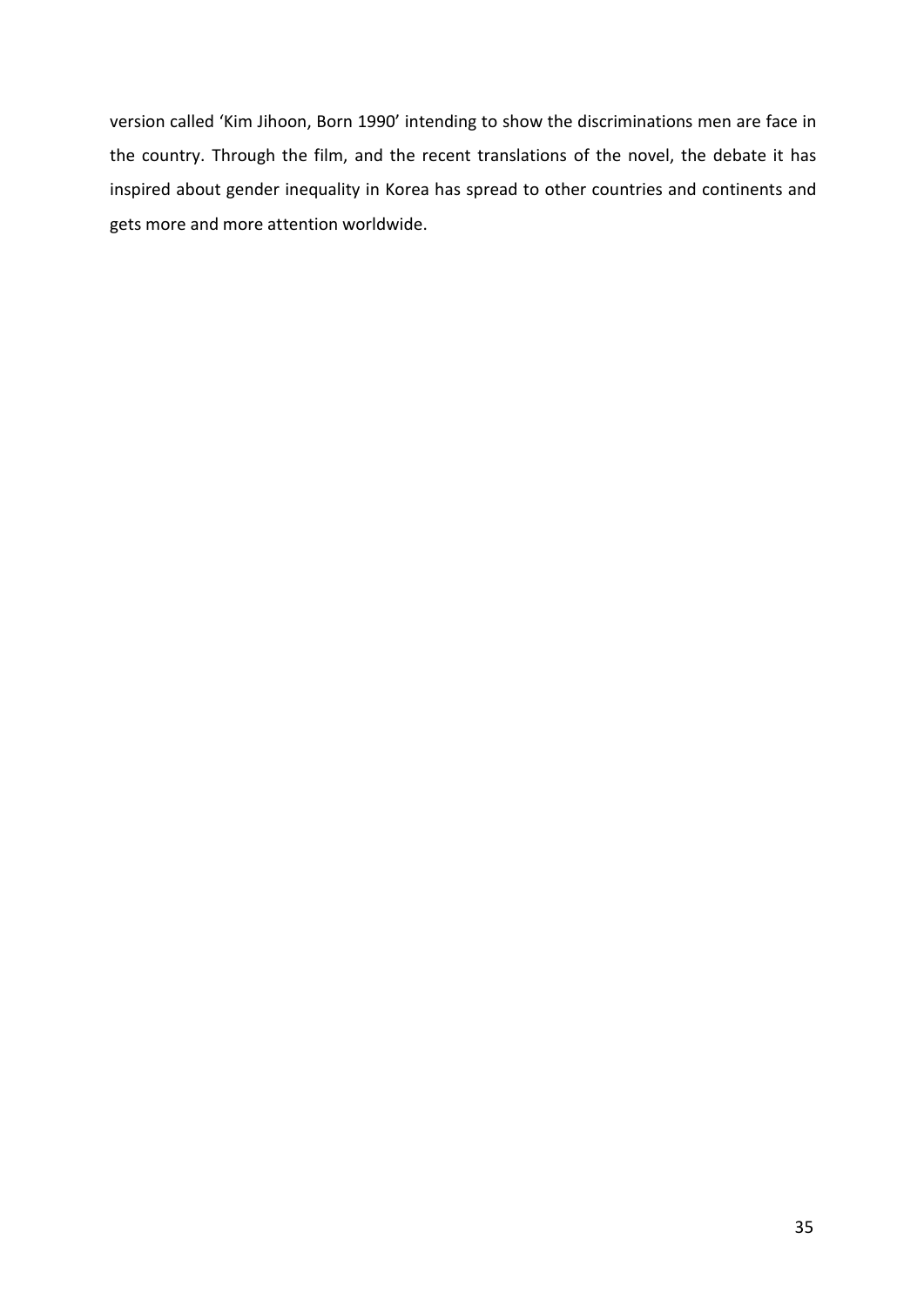version called 'Kim Jihoon, Born 1990' intending to show the discriminations men are face in the country. Through the film, and the recent translations of the novel, the debate it has inspired about gender inequality in Korea has spread to other countries and continents and gets more and more attention worldwide.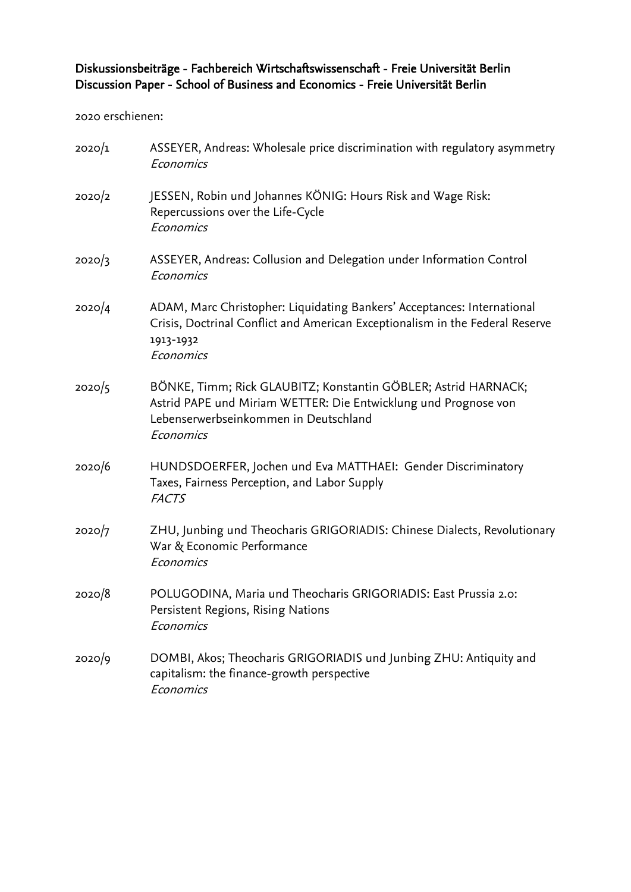Diskussionsbeiträge - Fachbereich Wirtschaftswissenschaft - Freie Universität Berlin
Discussion Paper - School of Business and Economics - Freie Universität Berlin

2020 erschienen:

| | | |
|---|---|---|
| 2020/1 | ASSEYER, Andreas: Wholesale price discrimination with regulatory asymmetry<br>*Economics* |
| 2020/2 | JESSEN, Robin und Johannes KÖNIG: Hours Risk and Wage Risk: Repercussions over the Life-Cycle<br>*Economics* |
| 2020/3 | ASSEYER, Andreas: Collusion and Delegation under Information Control<br>*Economics* |
| 2020/4 | ADAM, Marc Christopher: Liquidating Bankers' Acceptances: International Crisis, Doctrinal Conflict and American Exceptionalism in the Federal Reserve 1913-1932<br>*Economics* |
| 2020/5 | BÖNKE, Timm; Rick GLAUBITZ; Konstantin GÖBLER; Astrid HARNACK; Astrid PAPE und Miriam WETTER: Die Entwicklung und Prognose von Lebenserwerbseinkommen in Deutschland<br>*Economics* |
| 2020/6 | HUNDSDOERFER, Jochen und Eva MATTHAEI: Gender Discriminatory Taxes, Fairness Perception, and Labor Supply<br>*FACTS* |
| 2020/7 | ZHU, Junbing und Theocharis GRIGORIADIS: Chinese Dialects, Revolutionary War & Economic Performance<br>*Economics* |
| 2020/8 | POLUGODINA, Maria und Theocharis GRIGORIADIS: East Prussia 2.0: Persistent Regions, Rising Nations<br>*Economics* |
| 2020/9 | DOMBI, Akos; Theocharis GRIGORIADIS und Junbing ZHU: Antiquity and capitalism: the finance-growth perspective<br>*Economics* |